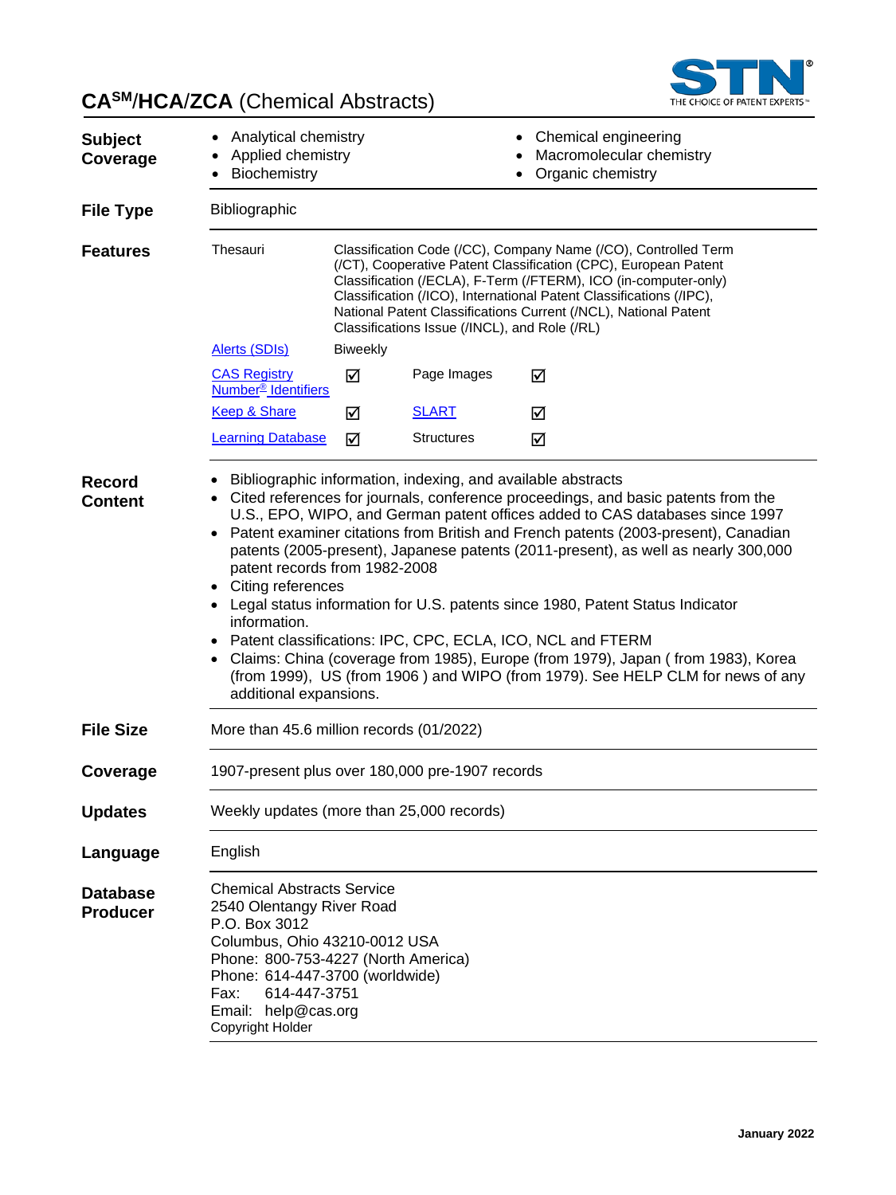# CA[SM]/HCA/ZCA (Chemical Abstracts)

STN THE CHOICE OF PATENT EXPERTS™

**Subject Coverage**

- Analytical chemistry
- Applied chemistry
- Biochemistry
- Chemical engineering
- Macromolecular chemistry
- Organic chemistry

**File Type**

Bibliographic

**Features**

| | | | |
|---|---|---|---|
| Thesauri | Classification Code (/CC), Company Name (/CO), Controlled Term (/CT), Cooperative Patent Classification (CPC), European Patent Classification (/ECLA), F-Term (/FTERM), ICO (in-computer-only) Classification (/ICO), International Patent Classifications (/IPC), National Patent Classifications Current (/NCL), National Patent Classifications Issue (/INCL), and Role (/RL) | | |
| Alerts (SDIs) | Biweekly | | |
| CAS Registry Number® Identifiers | ☑ | Page Images | ☑ |
| Keep & Share | ☑ | SLART | ☑ |
| Learning Database | ☑ | Structures | ☑ |

**Record Content**

- Bibliographic information, indexing, and available abstracts
- Cited references for journals, conference proceedings, and basic patents from the U.S., EPO, WIPO, and German patent offices added to CAS databases since 1997
- Patent examiner citations from British and French patents (2003-present), Canadian patents (2005-present), Japanese patents (2011-present), as well as nearly 300,000 patent records from 1982-2008
- Citing references
- Legal status information for U.S. patents since 1980, Patent Status Indicator information.
- Patent classifications: IPC, CPC, ECLA, ICO, NCL and FTERM
- Claims: China (coverage from 1985), Europe (from 1979), Japan ( from 1983), Korea (from 1999), US (from 1906 ) and WIPO (from 1979). See HELP CLM for news of any additional expansions.

**File Size**

More than 45.6 million records (01/2022)

**Coverage**

1907-present plus over 180,000 pre-1907 records

**Updates**

Weekly updates (more than 25,000 records)

**Language**

English

**Database Producer**

Chemical Abstracts Service
2540 Olentangy River Road
P.O. Box 3012
Columbus, Ohio 43210-0012 USA
Phone: 800-753-4227 (North America)
Phone: 614-447-3700 (worldwide)
Fax: 614-447-3751
Email: help@cas.org
Copyright Holder

January 2022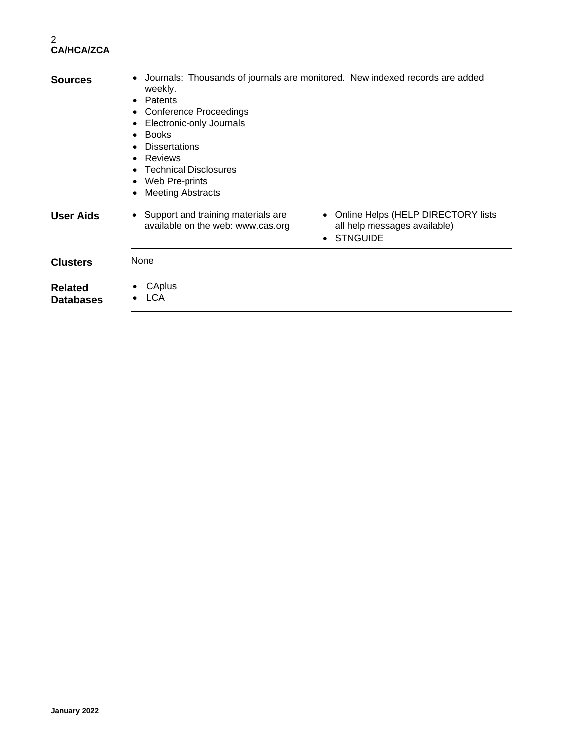**Sources**

- Journals: Thousands of journals are monitored. New indexed records are added weekly.
- Patents
- Conference Proceedings
- Electronic-only Journals
- Books
- Dissertations
- Reviews
- Technical Disclosures
- Web Pre-prints
- Meeting Abstracts

**User Aids**

- Support and training materials are available on the web: www.cas.org
- Online Helps (HELP DIRECTORY lists all help messages available)
- STNGUIDE

**Clusters**

None

**Related Databases**

- CAplus
- LCA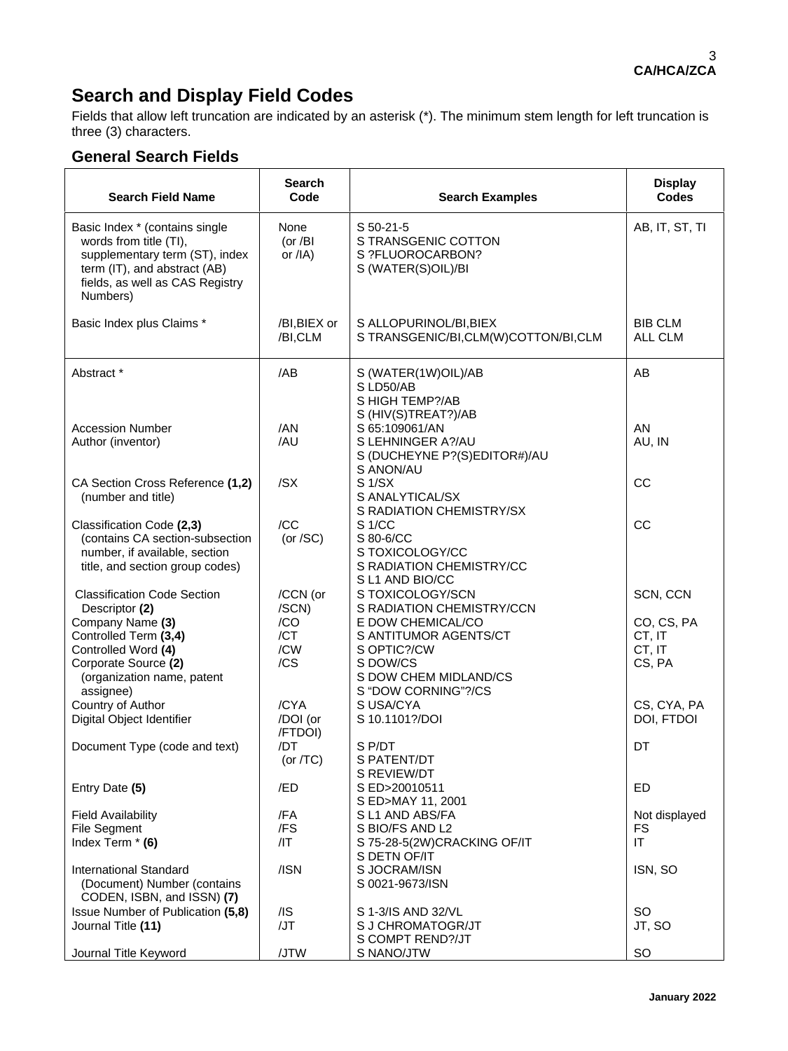# Search and Display Field Codes

Fields that allow left truncation are indicated by an asterisk (*). The minimum stem length for left truncation is three (3) characters.

## General Search Fields

| Search Field Name | Search Code | Search Examples | Display Codes |
|---|---|---|---|
| Basic Index * (contains single words from title (TI), supplementary term (ST), index term (IT), and abstract (AB) fields, as well as CAS Registry Numbers) | None (or /BI or /IA) | S 50-21-5<br>S TRANSGENIC COTTON<br>S ?FLUOROCARBON?<br>S (WATER(S)OIL)/BI | AB, IT, ST, TI |
| Basic Index plus Claims * | /BI,BIEX or /BI,CLM | S ALLOPURINOL/BI,BIEX<br>S TRANSGENIC/BI,CLM(W)COTTON/BI,CLM | BIB CLM<br>ALL CLM |
| Abstract * | /AB | S (WATER(1W)OIL)/AB<br>S LD50/AB<br>S HIGH TEMP?/AB<br>S (HIV(S)TREAT?)/AB | AB |
| Accession Number | /AN | S 65:109061/AN | AN |
| Author (inventor) | /AU | S LEHNINGER A?/AU<br>S (DUCHEYNE P?(S)EDITOR#)/AU<br>S ANON/AU | AU, IN |
| CA Section Cross Reference **(1,2)** (number and title) | /SX | S 1/SX<br>S ANALYTICAL/SX<br>S RADIATION CHEMISTRY/SX | CC |
| Classification Code **(2,3)** (contains CA section-subsection number, if available, section title, and section group codes) | /CC (or /SC) | S 1/CC<br>S 80-6/CC<br>S TOXICOLOGY/CC<br>S RADIATION CHEMISTRY/CC<br>S L1 AND BIO/CC | CC |
| Classification Code Section Descriptor **(2)** | /CCN (or /SCN) | S TOXICOLOGY/SCN<br>S RADIATION CHEMISTRY/CCN | SCN, CCN |
| Company Name **(3)** | /CO | E DOW CHEMICAL/CO | CO, CS, PA |
| Controlled Term **(3,4)** | /CT | S ANTITUMOR AGENTS/CT | CT, IT |
| Controlled Word **(4)** | /CW | S OPTIC?/CW | CT, IT |
| Corporate Source **(2)** (organization name, patent assignee) | /CS | S DOW/CS<br>S DOW CHEM MIDLAND/CS<br>S “DOW CORNING”?/CS | CS, PA |
| Country of Author | /CYA | S USA/CYA | CS, CYA, PA |
| Digital Object Identifier | /DOI (or /FTDOI) | S 10.1101?/DOI | DOI, FTDOI |
| Document Type (code and text) | /DT (or /TC) | S P/DT<br>S PATENT/DT<br>S REVIEW/DT | DT |
| Entry Date **(5)** | /ED | S ED>20010511<br>S ED>MAY 11, 2001 | ED |
| Field Availability | /FA | S L1 AND ABS/FA | Not displayed |
| File Segment | /FS | S BIO/FS AND L2 | FS |
| Index Term * **(6)** | /IT | S 75-28-5(2W)CRACKING OF/IT<br>S DETN OF/IT | IT |
| International Standard (Document) Number (contains CODEN, ISBN, and ISSN) **(7)** | /ISN | S JOCRAM/ISN<br>S 0021-9673/ISN | ISN, SO |
| Issue Number of Publication **(5,8)** | /IS | S 1-3/IS AND 32/VL | SO |
| Journal Title **(11)** | /JT | S J CHROMATOGR/JT<br>S COMPT REND?/JT | JT, SO |
| Journal Title Keyword | /JTW | S NANO/JTW | SO |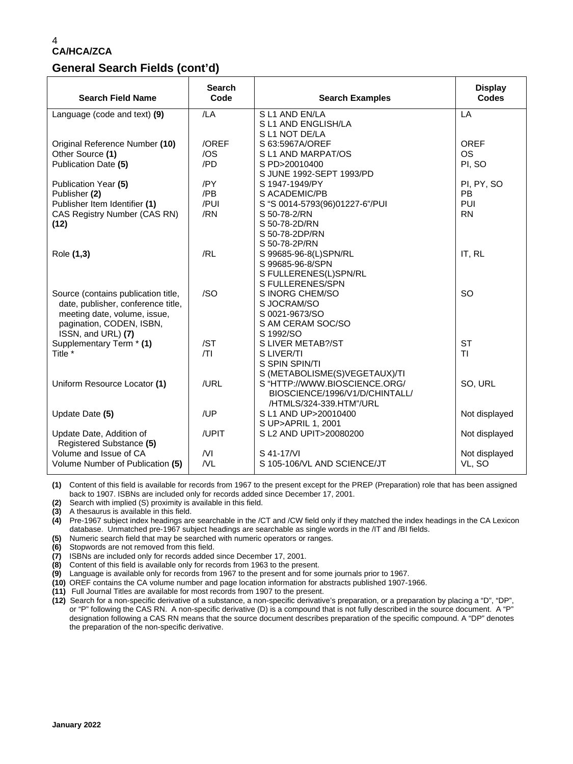## General Search Fields (cont'd)

| Search Field Name | Search Code | Search Examples | Display Codes |
|---|---|---|---|
| Language (code and text) **(9)** | /LA | S L1 AND EN/LA<br>S L1 AND ENGLISH/LA<br>S L1 NOT DE/LA | LA |
| Original Reference Number **(10)** | /OREF | S 63:5967A/OREF | OREF |
| Other Source **(1)** | /OS | S L1 AND MARPAT/OS | OS |
| Publication Date **(5)** | /PD | S PD>20010400<br>S JUNE 1992-SEPT 1993/PD | PI, SO |
| Publication Year **(5)** | /PY | S 1947-1949/PY | PI, PY, SO |
| Publisher **(2)** | /PB | S ACADEMIC/PB | PB |
| Publisher Item Identifier **(1)** | /PUI | S "S 0014-5793(96)01227-6"/PUI | PUI |
| CAS Registry Number (CAS RN) **(12)** | /RN | S 50-78-2/RN<br>S 50-78-2D/RN<br>S 50-78-2DP/RN<br>S 50-78-2P/RN | RN |
| Role **(1,3)** | /RL | S 99685-96-8(L)SPN/RL<br>S 99685-96-8/SPN<br>S FULLERENES(L)SPN/RL<br>S FULLERENES/SPN | IT, RL |
| Source (contains publication title, date, publisher, conference title, meeting date, volume, issue, pagination, CODEN, ISBN, ISSN, and URL) **(7)** | /SO | S INORG CHEM/SO<br>S JOCRAM/SO<br>S 0021-9673/SO<br>S AM CERAM SOC/SO<br>S 1992/SO | SO |
| Supplementary Term * **(1)** | /ST | S LIVER METAB?/ST | ST |
| Title * | /TI | S LIVER/TI<br>S SPIN SPIN/TI<br>S (METABOLISME(S)VEGETAUX)/TI | TI |
| Uniform Resource Locator **(1)** | /URL | S "HTTP://WWW.BIOSCIENCE.ORG/ BIOSCIENCE/1996/V1/D/CHINTALL/ /HTMLS/324-339.HTM"/URL | SO, URL |
| Update Date **(5)** | /UP | S L1 AND UP>20010400<br>S UP>APRIL 1, 2001 | Not displayed |
| Update Date, Addition of Registered Substance **(5)** | /UPIT | S L2 AND UPIT>20080200 | Not displayed |
| Volume and Issue of CA | /VI | S 41-17/VI | Not displayed |
| Volume Number of Publication **(5)** | /VL | S 105-106/VL AND SCIENCE/JT | VL, SO |

**(1)** Content of this field is available for records from 1967 to the present except for the PREP (Preparation) role that has been assigned back to 1907. ISBNs are included only for records added since December 17, 2001.
**(2)** Search with implied (S) proximity is available in this field.
**(3)** A thesaurus is available in this field.
**(4)** Pre-1967 subject index headings are searchable in the /CT and /CW field only if they matched the index headings in the CA Lexicon database. Unmatched pre-1967 subject headings are searchable as single words in the /IT and /BI fields.
**(5)** Numeric search field that may be searched with numeric operators or ranges.
**(6)** Stopwords are not removed from this field.
**(7)** ISBNs are included only for records added since December 17, 2001.
**(8)** Content of this field is available only for records from 1963 to the present.
**(9)** Language is available only for records from 1967 to the present and for some journals prior to 1967.
**(10)** OREF contains the CA volume number and page location information for abstracts published 1907-1966.
**(11)** Full Journal Titles are available for most records from 1907 to the present.
**(12)** Search for a non-specific derivative of a substance, a non-specific derivative's preparation, or a preparation by placing a "D", "DP", or "P" following the CAS RN. A non-specific derivative (D) is a compound that is not fully described in the source document. A "P" designation following a CAS RN means that the source document describes preparation of the specific compound. A "DP" denotes the preparation of the non-specific derivative.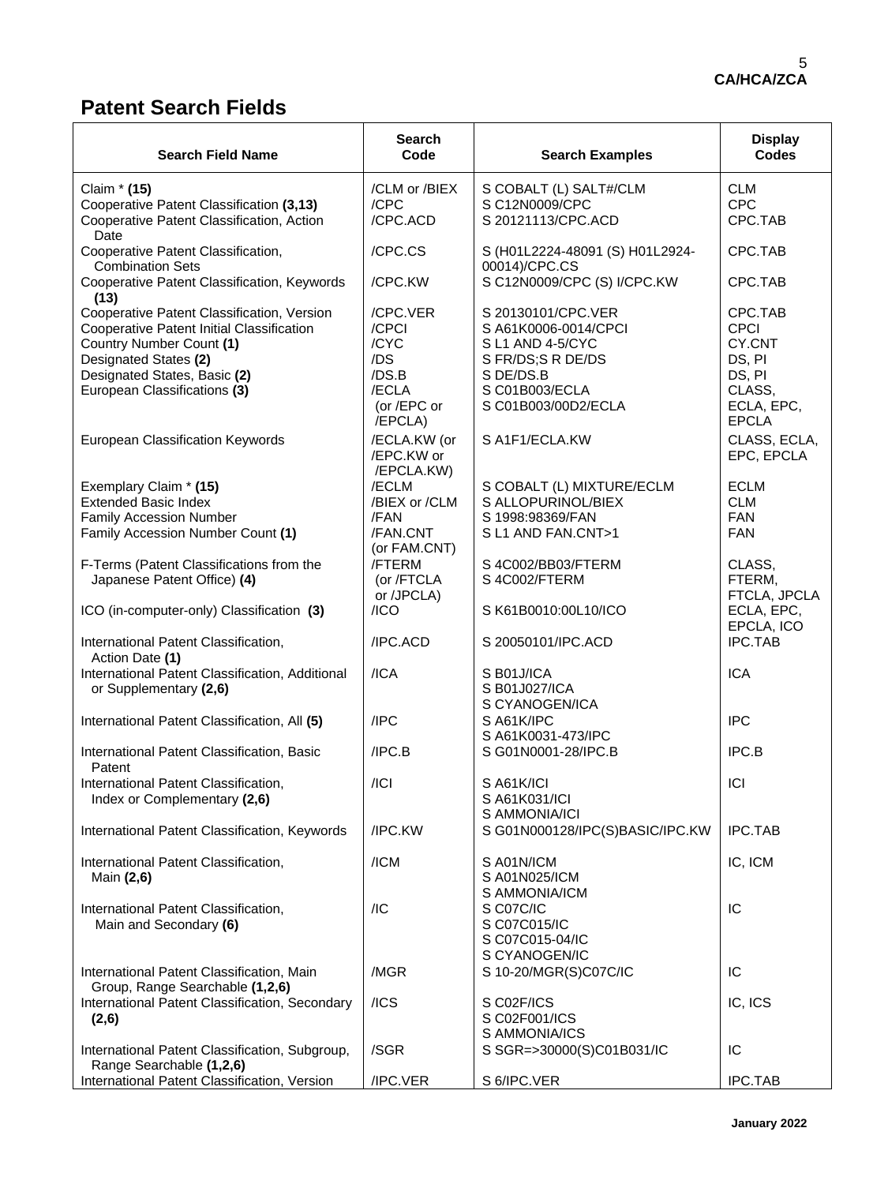## Patent Search Fields

| Search Field Name | Search Code | Search Examples | Display Codes |
|---|---|---|---|
| Claim * **(15)** | /CLM or /BIEX | S COBALT (L) SALT#/CLM | CLM |
| Cooperative Patent Classification **(3,13)** | /CPC | S C12N0009/CPC | CPC |
| Cooperative Patent Classification, Action Date | /CPC.ACD | S 20121113/CPC.ACD | CPC.TAB |
| Cooperative Patent Classification, Combination Sets | /CPC.CS | S (H01L2224-48091 (S) H01L2924-00014)/CPC.CS | CPC.TAB |
| Cooperative Patent Classification, Keywords **(13)** | /CPC.KW | S C12N0009/CPC (S) I/CPC.KW | CPC.TAB |
| Cooperative Patent Classification, Version | /CPC.VER | S 20130101/CPC.VER | CPC.TAB |
| Cooperative Patent Initial Classification | /CPCI | S A61K0006-0014/CPCI | CPCI |
| Country Number Count **(1)** | /CYC | S L1 AND 4-5/CYC | CY.CNT |
| Designated States **(2)** | /DS | S FR/DS;S R DE/DS | DS, PI |
| Designated States, Basic **(2)** | /DS.B | S DE/DS.B | DS, PI |
| European Classifications **(3)** | /ECLA (or /EPC or /EPCLA) | S C01B003/ECLA<br>S C01B003/00D2/ECLA | CLASS, ECLA, EPC, EPCLA |
| European Classification Keywords | /ECLA.KW (or /EPC.KW or /EPCLA.KW) | S A1F1/ECLA.KW | CLASS, ECLA, EPC, EPCLA |
| Exemplary Claim * **(15)** | /ECLM | S COBALT (L) MIXTURE/ECLM | ECLM |
| Extended Basic Index | /BIEX or /CLM | S ALLOPURINOL/BIEX | CLM |
| Family Accession Number | /FAN | S 1998:98369/FAN | FAN |
| Family Accession Number Count **(1)** | /FAN.CNT (or FAM.CNT) | S L1 AND FAN.CNT>1 | FAN |
| F-Terms (Patent Classifications from the Japanese Patent Office) **(4)** | /FTERM (or /FTCLA or /JPCLA) | S 4C002/BB03/FTERM<br>S 4C002/FTERM | CLASS, FTERM, FTCLA, JPCLA |
| ICO (in-computer-only) Classification **(3)** | /ICO | S K61B0010:00L10/ICO | ECLA, EPC, EPCLA, ICO |
| International Patent Classification, Action Date **(1)** | /IPC.ACD | S 20050101/IPC.ACD | IPC.TAB |
| International Patent Classification, Additional or Supplementary **(2,6)** | /ICA | S B01J/ICA<br>S B01J027/ICA<br>S CYANOGEN/ICA | ICA |
| International Patent Classification, All **(5)** | /IPC | S A61K/IPC<br>S A61K0031-473/IPC | IPC |
| International Patent Classification, Basic Patent | /IPC.B | S G01N0001-28/IPC.B | IPC.B |
| International Patent Classification, Index or Complementary **(2,6)** | /ICI | S A61K/ICI<br>S A61K031/ICI<br>S AMMONIA/ICI | ICI |
| International Patent Classification, Keywords | /IPC.KW | S G01N000128/IPC(S)BASIC/IPC.KW | IPC.TAB |
| International Patent Classification, Main **(2,6)** | /ICM | S A01N/ICM<br>S A01N025/ICM<br>S AMMONIA/ICM | IC, ICM |
| International Patent Classification, Main and Secondary **(6)** | /IC | S C07C/IC<br>S C07C015/IC<br>S C07C015-04/IC<br>S CYANOGEN/IC | IC |
| International Patent Classification, Main Group, Range Searchable **(1,2,6)** | /MGR | S 10-20/MGR(S)C07C/IC | IC |
| International Patent Classification, Secondary **(2,6)** | /ICS | S C02F/ICS<br>S C02F001/ICS<br>S AMMONIA/ICS | IC, ICS |
| International Patent Classification, Subgroup, Range Searchable **(1,2,6)** | /SGR | S SGR=>30000(S)C01B031/IC | IC |
| International Patent Classification, Version | /IPC.VER | S 6/IPC.VER | IPC.TAB |

January 2022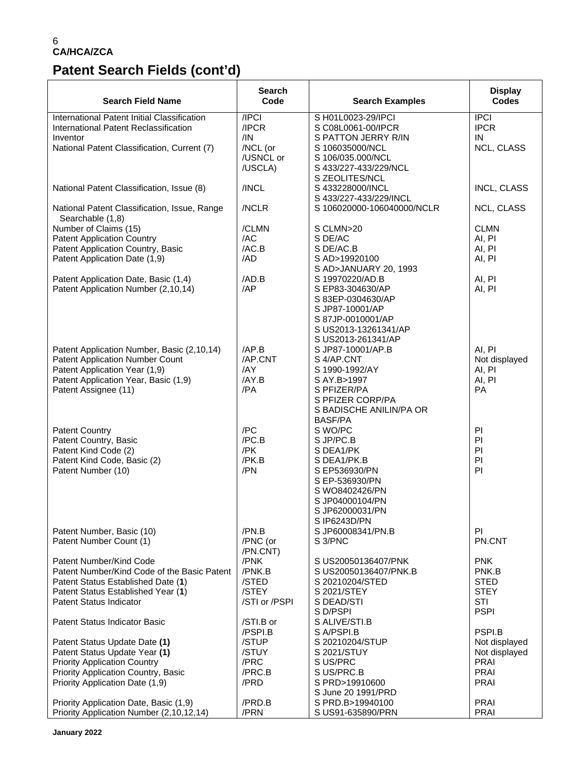**CA/HCA/ZCA**

# Patent Search Fields (cont'd)

| Search Field Name | Search Code | Search Examples | Display Codes |
|---|---|---|---|
| International Patent Initial Classification | /IPCI | S H01L0023-29/IPCI | IPCI |
| International Patent Reclassification | /IPCR | S C08L0061-00/IPCR | IPCR |
| Inventor | /IN | S PATTON JERRY R/IN | IN |
| National Patent Classification, Current (7) | /NCL (or /USNCL or /USCLA) | S 106035000/NCL<br>S 106/035.000/NCL<br>S 433/227-433/229/NCL<br>S ZEOLITES/NCL | NCL, CLASS |
| National Patent Classification, Issue (8) | /INCL | S 433228000/INCL<br>S 433/227-433/229/INCL | INCL, CLASS |
| National Patent Classification, Issue, Range Searchable (1,8) | /NCLR | S 106020000-106040000/NCLR | NCL, CLASS |
| Number of Claims (15) | /CLMN | S CLMN>20 | CLMN |
| Patent Application Country | /AC | S DE/AC | AI, PI |
| Patent Application Country, Basic | /AC.B | S DE/AC.B | AI, PI |
| Patent Application Date (1,9) | /AD | S AD>19920100<br>S AD>JANUARY 20, 1993 | AI, PI |
| Patent Application Date, Basic (1,4) | /AD.B | S 19970220/AD.B | AI, PI |
| Patent Application Number (2,10,14) | /AP | S EP83-304630/AP<br>S 83EP-0304630/AP<br>S JP87-10001/AP<br>S 87JP-0010001/AP<br>S US2013-13261341/AP<br>S US2013-261341/AP | AI, PI |
| Patent Application Number, Basic (2,10,14) | /AP.B | S JP87-10001/AP.B | AI, PI |
| Patent Application Number Count | /AP.CNT | S 4/AP.CNT | Not displayed |
| Patent Application Year (1,9) | /AY | S 1990-1992/AY | AI, PI |
| Patent Application Year, Basic (1,9) | /AY.B | S AY.B>1997 | AI, PI |
| Patent Assignee (11) | /PA | S PFIZER/PA<br>S PFIZER CORP/PA<br>S BADISCHE ANILIN/PA OR BASF/PA | PA |
| Patent Country | /PC | S WO/PC | PI |
| Patent Country, Basic | /PC.B | S JP/PC.B | PI |
| Patent Kind Code (2) | /PK | S DEA1/PK | PI |
| Patent Kind Code, Basic (2) | /PK.B | S DEA1/PK.B | PI |
| Patent Number (10) | /PN | S EP536930/PN<br>S EP-536930/PN<br>S WO8402426/PN<br>S JP04000104/PN<br>S JP62000031/PN<br>S IP6243D/PN | PI |
| Patent Number, Basic (10) | /PN.B | S JP60008341/PN.B | PI |
| Patent Number Count (1) | /PNC (or /PN.CNT) | S 3/PNC | PN.CNT |
| Patent Number/Kind Code | /PNK | S US20050136407/PNK | PNK |
| Patent Number/Kind Code of the Basic Patent | /PNK.B | S US20050136407/PNK.B | PNK.B |
| Patent Status Established Date (**1**) | /STED | S 20210204/STED | STED |
| Patent Status Established Year (**1**) | /STEY | S 2021/STEY | STEY |
| Patent Status Indicator | /STI or /PSPI | S DEAD/STI<br>S D/PSPI | STI<br>PSPI |
| Patent Status Indicator Basic | /STI.B or /PSPI.B | S ALIVE/STI.B<br>S A/PSPI.B | PSPI.B |
| Patent Status Update Date **(1)** | /STUP | S 20210204/STUP | Not displayed |
| Patent Status Update Year **(1)** | /STUY | S 2021/STUY | Not displayed |
| Priority Application Country | /PRC | S US/PRC | PRAI |
| Priority Application Country, Basic | /PRC.B | S US/PRC.B | PRAI |
| Priority Application Date (1,9) | /PRD | S PRD>19910600<br>S June 20 1991/PRD | PRAI |
| Priority Application Date, Basic (1,9) | /PRD.B | S PRD.B>19940100 | PRAI |
| Priority Application Number (2,10,12,14) | /PRN | S US91-635890/PRN | PRAI |

**January 2022**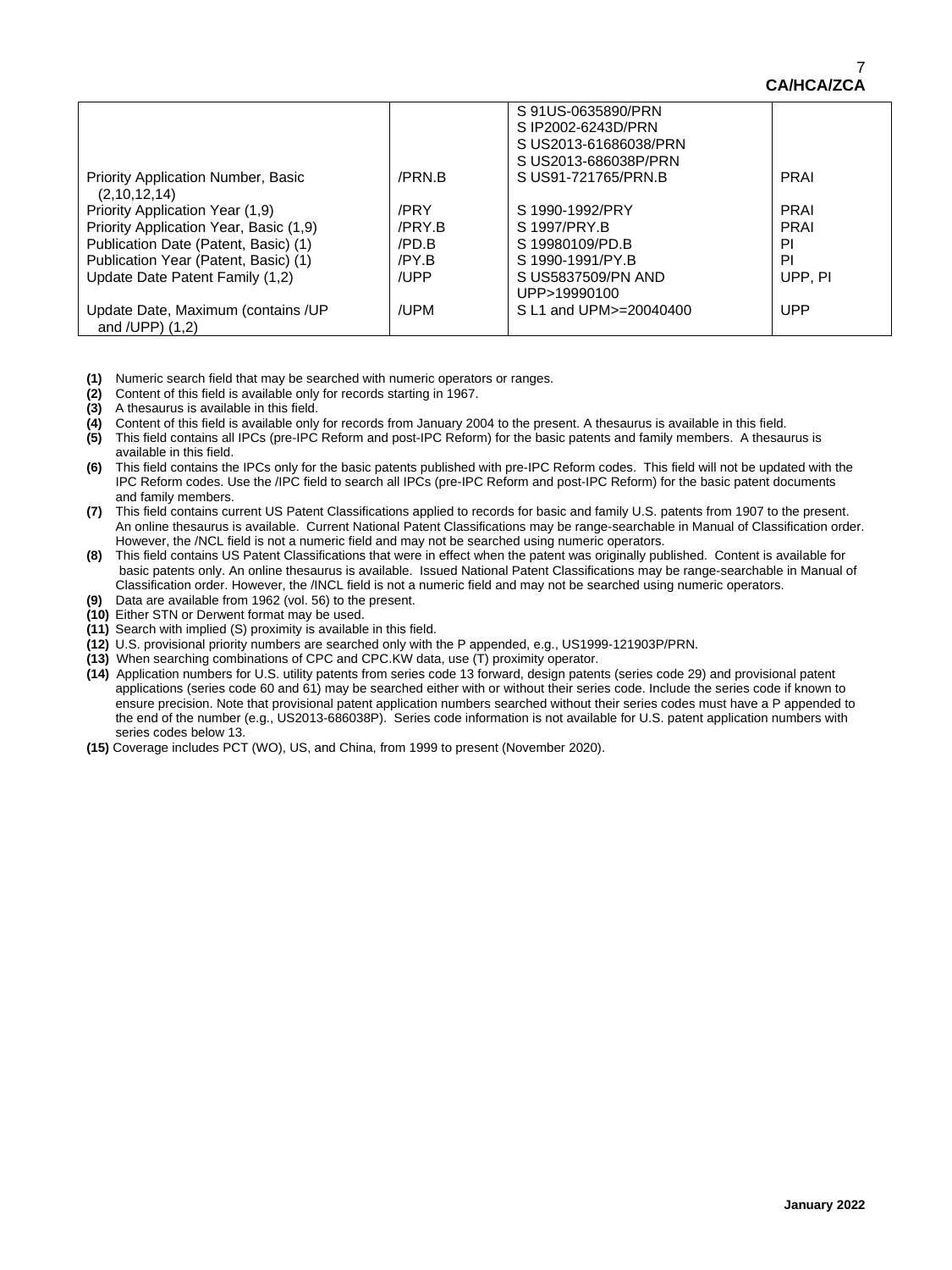| | | | |
|---|---|---|---|
| | | S 91US-0635890/PRN<br>S IP2002-6243D/PRN<br>S US2013-61686038/PRN<br>S US2013-686038P/PRN | |
| Priority Application Number, Basic (2,10,12,14) | /PRN.B | S US91-721765/PRN.B | PRAI |
| Priority Application Year (1,9) | /PRY | S 1990-1992/PRY | PRAI |
| Priority Application Year, Basic (1,9) | /PRY.B | S 1997/PRY.B | PRAI |
| Publication Date (Patent, Basic) (1) | /PD.B | S 19980109/PD.B | PI |
| Publication Year (Patent, Basic) (1) | /PY.B | S 1990-1991/PY.B | PI |
| Update Date Patent Family (1,2) | /UPP | S US5837509/PN AND UPP>19990100 | UPP, PI |
| Update Date, Maximum (contains /UP and /UPP) (1,2) | /UPM | S L1 and UPM>=20040400 | UPP |

**(1)** Numeric search field that may be searched with numeric operators or ranges.
**(2)** Content of this field is available only for records starting in 1967.
**(3)** A thesaurus is available in this field.
**(4)** Content of this field is available only for records from January 2004 to the present. A thesaurus is available in this field.
**(5)** This field contains all IPCs (pre-IPC Reform and post-IPC Reform) for the basic patents and family members. A thesaurus is available in this field.
**(6)** This field contains the IPCs only for the basic patents published with pre-IPC Reform codes. This field will not be updated with the IPC Reform codes. Use the /IPC field to search all IPCs (pre-IPC Reform and post-IPC Reform) for the basic patent documents and family members.
**(7)** This field contains current US Patent Classifications applied to records for basic and family U.S. patents from 1907 to the present. An online thesaurus is available. Current National Patent Classifications may be range-searchable in Manual of Classification order. However, the /NCL field is not a numeric field and may not be searched using numeric operators.
**(8)** This field contains US Patent Classifications that were in effect when the patent was originally published. Content is available for basic patents only. An online thesaurus is available. Issued National Patent Classifications may be range-searchable in Manual of Classification order. However, the /INCL field is not a numeric field and may not be searched using numeric operators.
**(9)** Data are available from 1962 (vol. 56) to the present.
**(10)** Either STN or Derwent format may be used.
**(11)** Search with implied (S) proximity is available in this field.
**(12)** U.S. provisional priority numbers are searched only with the P appended, e.g., US1999-121903P/PRN.
**(13)** When searching combinations of CPC and CPC.KW data, use (T) proximity operator.
**(14)** Application numbers for U.S. utility patents from series code 13 forward, design patents (series code 29) and provisional patent applications (series code 60 and 61) may be searched either with or without their series code. Include the series code if known to ensure precision. Note that provisional patent application numbers searched without their series codes must have a P appended to the end of the number (e.g., US2013-686038P). Series code information is not available for U.S. patent application numbers with series codes below 13.
**(15)** Coverage includes PCT (WO), US, and China, from 1999 to present (November 2020).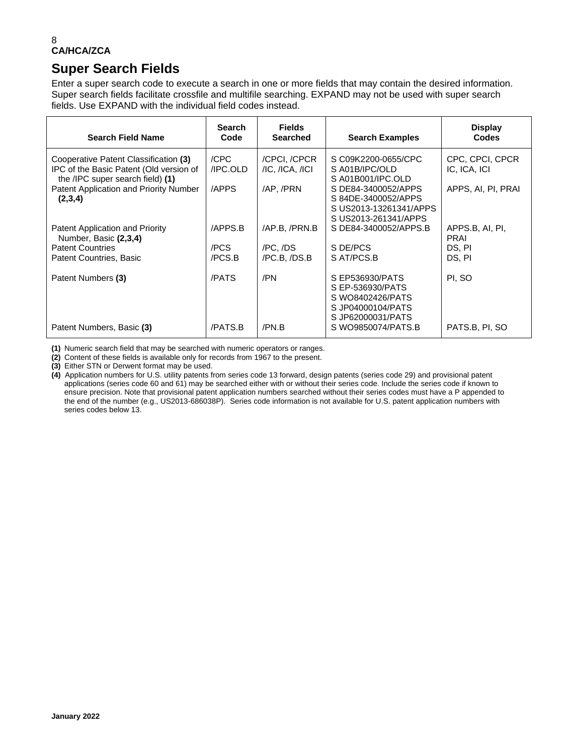## Super Search Fields

Enter a super search code to execute a search in one or more fields that may contain the desired information. Super search fields facilitate crossfile and multifile searching. EXPAND may not be used with super search fields. Use EXPAND with the individual field codes instead.

| Search Field Name | Search Code | Fields Searched | Search Examples | Display Codes |
|---|---|---|---|---|
| Cooperative Patent Classification **(3)** | /CPC | /CPCI, /CPCR | S C09K2200-0655/CPC | CPC, CPCI, CPCR |
| IPC of the Basic Patent (Old version of the /IPC super search field) **(1)** | /IPC.OLD | /IC, /ICA, /ICI | S A01B/IPC/OLD<br>S A01B001/IPC.OLD | IC, ICA, ICI |
| Patent Application and Priority Number **(2,3,4)** | /APPS | /AP, /PRN | S DE84-3400052/APPS<br>S 84DE-3400052/APPS<br>S US2013-13261341/APPS<br>S US2013-261341/APPS | APPS, AI, PI, PRAI |
| Patent Application and Priority Number, Basic **(2,3,4)** | /APPS.B | /AP.B, /PRN.B | S DE84-3400052/APPS.B | APPS.B, AI, PI, PRAI |
| Patent Countries | /PCS | /PC, /DS | S DE/PCS | DS, PI |
| Patent Countries, Basic | /PCS.B | /PC.B, /DS.B | S AT/PCS.B | DS, PI |
| Patent Numbers **(3)** | /PATS | /PN | S EP536930/PATS<br>S EP-536930/PATS<br>S WO8402426/PATS<br>S JP04000104/PATS<br>S JP62000031/PATS | PI, SO |
| Patent Numbers, Basic **(3)** | /PATS.B | /PN.B | S WO9850074/PATS.B | PATS.B, PI, SO |

**(1)** Numeric search field that may be searched with numeric operators or ranges.
**(2)** Content of these fields is available only for records from 1967 to the present.
**(3)** Either STN or Derwent format may be used.
**(4)** Application numbers for U.S. utility patents from series code 13 forward, design patents (series code 29) and provisional patent applications (series code 60 and 61) may be searched either with or without their series code. Include the series code if known to ensure precision. Note that provisional patent application numbers searched without their series codes must have a P appended to the end of the number (e.g., US2013-686038P). Series code information is not available for U.S. patent application numbers with series codes below 13.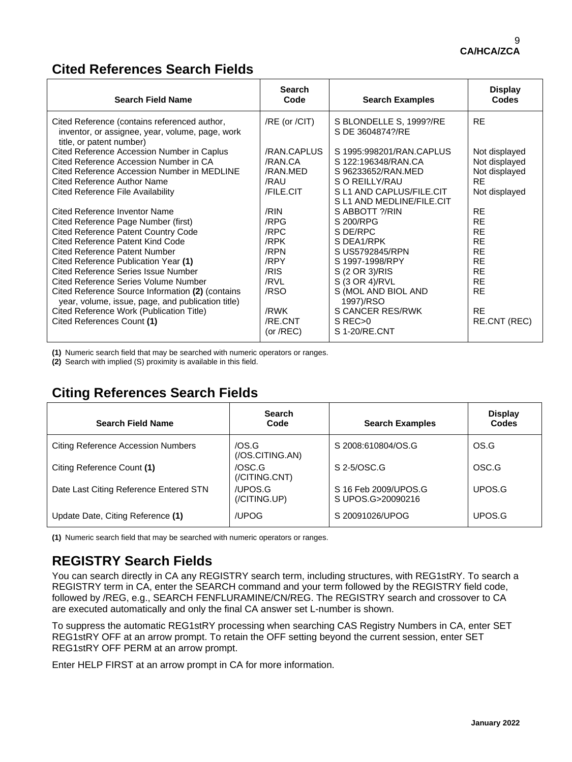## Cited References Search Fields

| Search Field Name | Search Code | Search Examples | Display Codes |
|---|---|---|---|
| Cited Reference (contains referenced author, inventor, or assignee, year, volume, page, work title, or patent number) | /RE (or /CIT) | S BLONDELLE S, 1999?/RE<br>S DE 3604874?/RE | RE |
| Cited Reference Accession Number in Caplus | /RAN.CAPLUS | S 1995:998201/RAN.CAPLUS | Not displayed |
| Cited Reference Accession Number in CA | /RAN.CA | S 122:196348/RAN.CA | Not displayed |
| Cited Reference Accession Number in MEDLINE | /RAN.MED | S 96233652/RAN.MED | Not displayed |
| Cited Reference Author Name | /RAU | S O REILLY/RAU | RE |
| Cited Reference File Availability | /FILE.CIT | S L1 AND CAPLUS/FILE.CIT<br>S L1 AND MEDLINE/FILE.CIT | Not displayed |
| Cited Reference Inventor Name | /RIN | S ABBOTT ?/RIN | RE |
| Cited Reference Page Number (first) | /RPG | S 200/RPG | RE |
| Cited Reference Patent Country Code | /RPC | S DE/RPC | RE |
| Cited Reference Patent Kind Code | /RPK | S DEA1/RPK | RE |
| Cited Reference Patent Number | /RPN | S US5792845/RPN | RE |
| Cited Reference Publication Year **(1)** | /RPY | S 1997-1998/RPY | RE |
| Cited Reference Series Issue Number | /RIS | S (2 OR 3)/RIS | RE |
| Cited Reference Series Volume Number | /RVL | S (3 OR 4)/RVL | RE |
| Cited Reference Source Information **(2)** (contains year, volume, issue, page, and publication title) | /RSO | S (MOL AND BIOL AND 1997)/RSO | RE |
| Cited Reference Work (Publication Title) | /RWK | S CANCER RES/RWK | RE |
| Cited References Count **(1)** | /RE.CNT (or /REC) | S REC>0<br>S 1-20/RE.CNT | RE.CNT (REC) |

**(1)** Numeric search field that may be searched with numeric operators or ranges.
**(2)** Search with implied (S) proximity is available in this field.

## Citing References Search Fields

| Search Field Name | Search Code | Search Examples | Display Codes |
|---|---|---|---|
| Citing Reference Accession Numbers | /OS.G (/OS.CITING.AN) | S 2008:610804/OS.G | OS.G |
| Citing Reference Count **(1)** | /OSC.G (/CITING.CNT) | S 2-5/OSC.G | OSC.G |
| Date Last Citing Reference Entered STN | /UPOS.G (/CITING.UP) | S 16 Feb 2009/UPOS.G<br>S UPOS.G>20090216 | UPOS.G |
| Update Date, Citing Reference **(1)** | /UPOG | S 20091026/UPOG | UPOS.G |

**(1)** Numeric search field that may be searched with numeric operators or ranges.

## REGISTRY Search Fields

You can search directly in CA any REGISTRY search term, including structures, with REG1stRY. To search a REGISTRY term in CA, enter the SEARCH command and your term followed by the REGISTRY field code, followed by /REG, e.g., SEARCH FENFLURAMINE/CN/REG. The REGISTRY search and crossover to CA are executed automatically and only the final CA answer set L-number is shown.

To suppress the automatic REG1stRY processing when searching CAS Registry Numbers in CA, enter SET REG1stRY OFF at an arrow prompt. To retain the OFF setting beyond the current session, enter SET REG1stRY OFF PERM at an arrow prompt.

Enter HELP FIRST at an arrow prompt in CA for more information.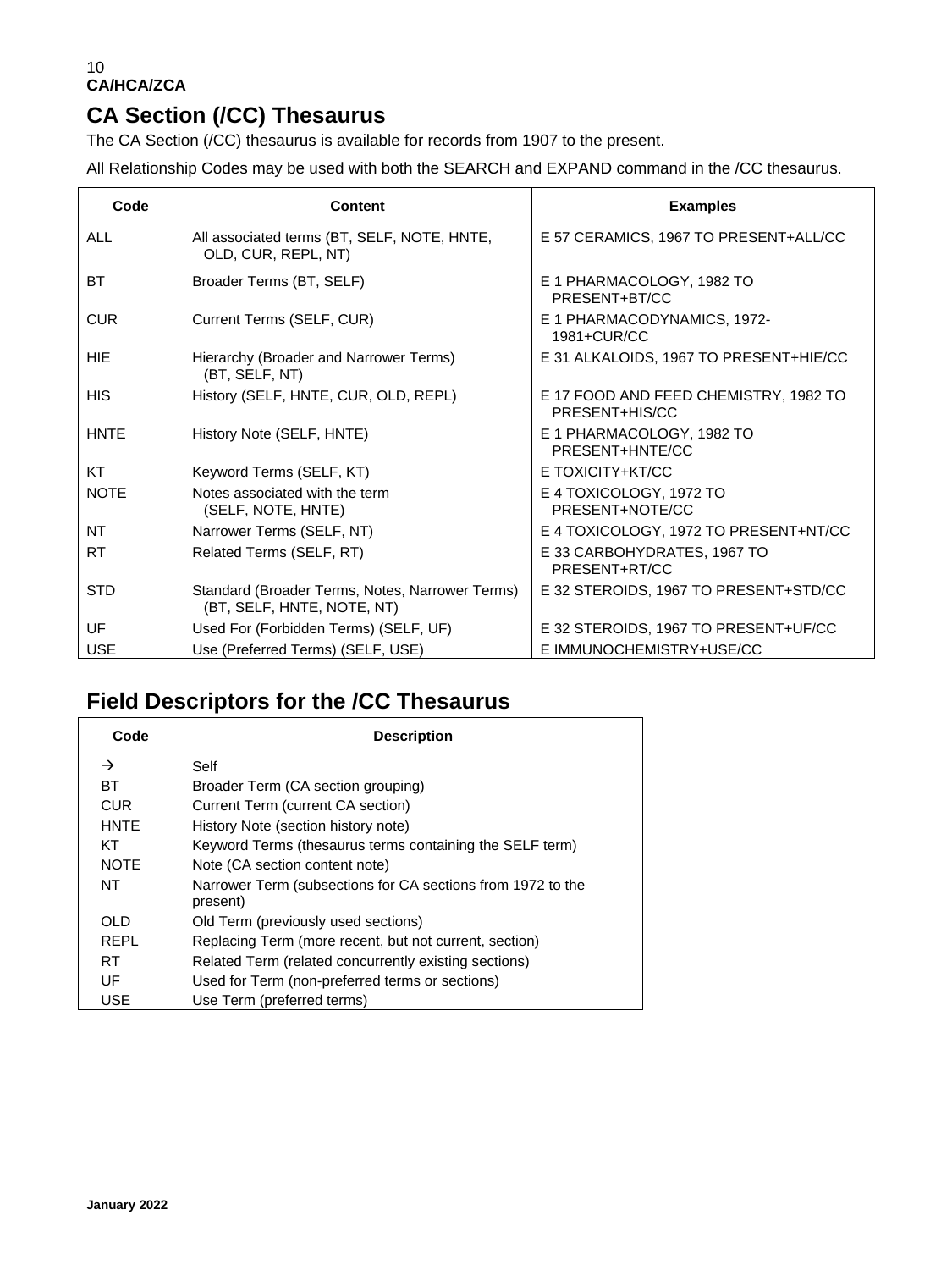# CA Section (/CC) Thesaurus

The CA Section (/CC) thesaurus is available for records from 1907 to the present.

All Relationship Codes may be used with both the SEARCH and EXPAND command in the /CC thesaurus.

| Code | Content | Examples |
|---|---|---|
| ALL | All associated terms (BT, SELF, NOTE, HNTE, OLD, CUR, REPL, NT) | E 57 CERAMICS, 1967 TO PRESENT+ALL/CC |
| BT | Broader Terms (BT, SELF) | E 1 PHARMACOLOGY, 1982 TO PRESENT+BT/CC |
| CUR | Current Terms (SELF, CUR) | E 1 PHARMACODYNAMICS, 1972-1981+CUR/CC |
| HIE | Hierarchy (Broader and Narrower Terms) (BT, SELF, NT) | E 31 ALKALOIDS, 1967 TO PRESENT+HIE/CC |
| HIS | History (SELF, HNTE, CUR, OLD, REPL) | E 17 FOOD AND FEED CHEMISTRY, 1982 TO PRESENT+HIS/CC |
| HNTE | History Note (SELF, HNTE) | E 1 PHARMACOLOGY, 1982 TO PRESENT+HNTE/CC |
| KT | Keyword Terms (SELF, KT) | E TOXICITY+KT/CC |
| NOTE | Notes associated with the term (SELF, NOTE, HNTE) | E 4 TOXICOLOGY, 1972 TO PRESENT+NOTE/CC |
| NT | Narrower Terms (SELF, NT) | E 4 TOXICOLOGY, 1972 TO PRESENT+NT/CC |
| RT | Related Terms (SELF, RT) | E 33 CARBOHYDRATES, 1967 TO PRESENT+RT/CC |
| STD | Standard (Broader Terms, Notes, Narrower Terms) (BT, SELF, HNTE, NOTE, NT) | E 32 STEROIDS, 1967 TO PRESENT+STD/CC |
| UF | Used For (Forbidden Terms) (SELF, UF) | E 32 STEROIDS, 1967 TO PRESENT+UF/CC |
| USE | Use (Preferred Terms) (SELF, USE) | E IMMUNOCHEMISTRY+USE/CC |

# Field Descriptors for the /CC Thesaurus

| Code | Description |
|---|---|
| → | Self |
| BT | Broader Term (CA section grouping) |
| CUR | Current Term (current CA section) |
| HNTE | History Note (section history note) |
| KT | Keyword Terms (thesaurus terms containing the SELF term) |
| NOTE | Note (CA section content note) |
| NT | Narrower Term (subsections for CA sections from 1972 to the present) |
| OLD | Old Term (previously used sections) |
| REPL | Replacing Term (more recent, but not current, section) |
| RT | Related Term (related concurrently existing sections) |
| UF | Used for Term (non-preferred terms or sections) |
| USE | Use Term (preferred terms) |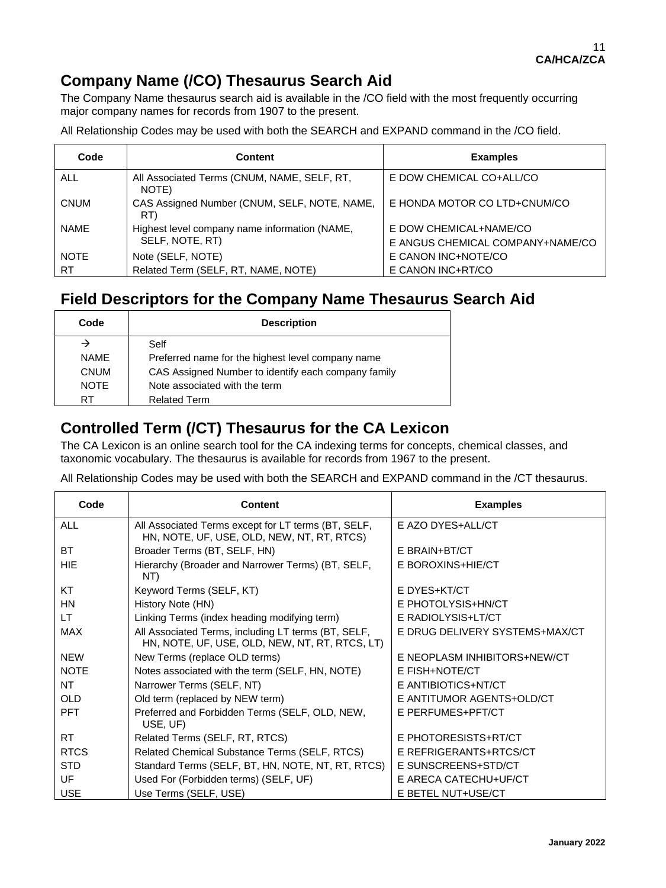## Company Name (/CO) Thesaurus Search Aid

The Company Name thesaurus search aid is available in the /CO field with the most frequently occurring major company names for records from 1907 to the present.

All Relationship Codes may be used with both the SEARCH and EXPAND command in the /CO field.

| Code | Content | Examples |
|---|---|---|
| ALL | All Associated Terms (CNUM, NAME, SELF, RT, NOTE) | E DOW CHEMICAL CO+ALL/CO |
| CNUM | CAS Assigned Number (CNUM, SELF, NOTE, NAME, RT) | E HONDA MOTOR CO LTD+CNUM/CO |
| NAME | Highest level company name information (NAME, SELF, NOTE, RT) | E DOW CHEMICAL+NAME/CO<br>E ANGUS CHEMICAL COMPANY+NAME/CO |
| NOTE | Note (SELF, NOTE) | E CANON INC+NOTE/CO |
| RT | Related Term (SELF, RT, NAME, NOTE) | E CANON INC+RT/CO |

## Field Descriptors for the Company Name Thesaurus Search Aid

| Code | Description |
|---|---|
| → | Self |
| NAME | Preferred name for the highest level company name |
| CNUM | CAS Assigned Number to identify each company family |
| NOTE | Note associated with the term |
| RT | Related Term |

## Controlled Term (/CT) Thesaurus for the CA Lexicon

The CA Lexicon is an online search tool for the CA indexing terms for concepts, chemical classes, and taxonomic vocabulary. The thesaurus is available for records from 1967 to the present.

All Relationship Codes may be used with both the SEARCH and EXPAND command in the /CT thesaurus.

| Code | Content | Examples |
|---|---|---|
| ALL | All Associated Terms except for LT terms (BT, SELF, HN, NOTE, UF, USE, OLD, NEW, NT, RT, RTCS) | E AZO DYES+ALL/CT |
| BT | Broader Terms (BT, SELF, HN) | E BRAIN+BT/CT |
| HIE | Hierarchy (Broader and Narrower Terms) (BT, SELF, NT) | E BOROXINS+HIE/CT |
| KT | Keyword Terms (SELF, KT) | E DYES+KT/CT |
| HN | History Note (HN) | E PHOTOLYSIS+HN/CT |
| LT | Linking Terms (index heading modifying term) | E RADIOLYSIS+LT/CT |
| MAX | All Associated Terms, including LT terms (BT, SELF, HN, NOTE, UF, USE, OLD, NEW, NT, RT, RTCS, LT) | E DRUG DELIVERY SYSTEMS+MAX/CT |
| NEW | New Terms (replace OLD terms) | E NEOPLASM INHIBITORS+NEW/CT |
| NOTE | Notes associated with the term (SELF, HN, NOTE) | E FISH+NOTE/CT |
| NT | Narrower Terms (SELF, NT) | E ANTIBIOTICS+NT/CT |
| OLD | Old term (replaced by NEW term) | E ANTITUMOR AGENTS+OLD/CT |
| PFT | Preferred and Forbidden Terms (SELF, OLD, NEW, USE, UF) | E PERFUMES+PFT/CT |
| RT | Related Terms (SELF, RT, RTCS) | E PHOTORESISTS+RT/CT |
| RTCS | Related Chemical Substance Terms (SELF, RTCS) | E REFRIGERANTS+RTCS/CT |
| STD | Standard Terms (SELF, BT, HN, NOTE, NT, RT, RTCS) | E SUNSCREENS+STD/CT |
| UF | Used For (Forbidden terms) (SELF, UF) | E ARECA CATECHU+UF/CT |
| USE | Use Terms (SELF, USE) | E BETEL NUT+USE/CT |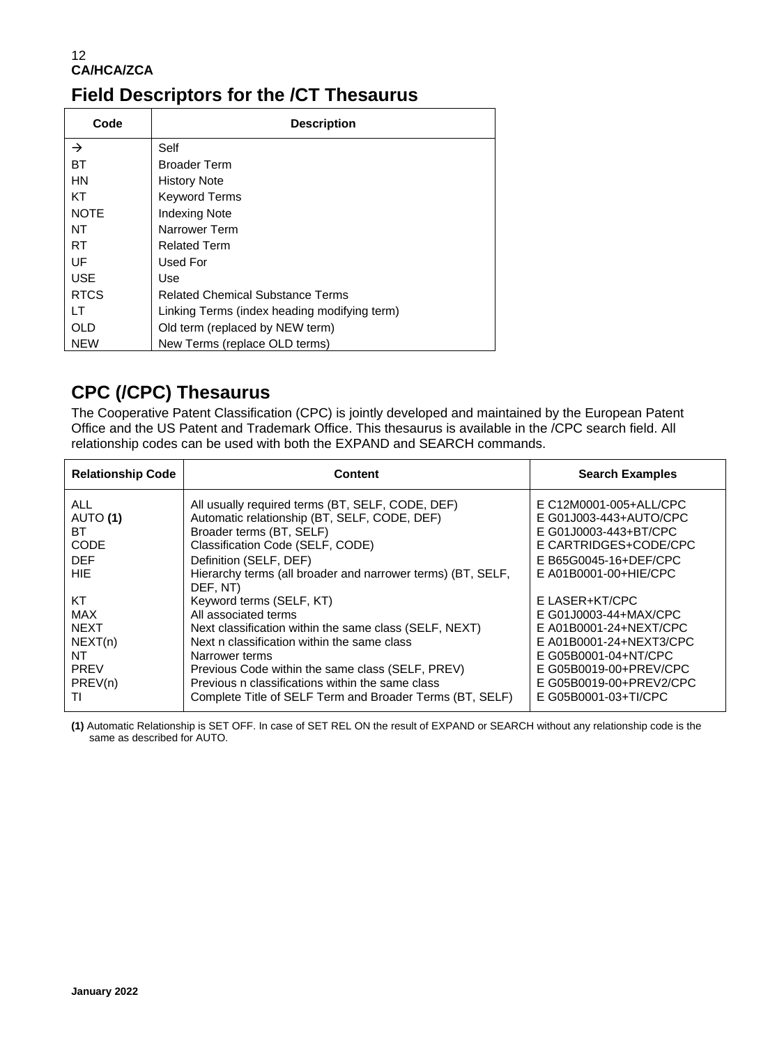CA/HCA/ZCA

## Field Descriptors for the /CT Thesaurus

| Code | Description |
|---|---|
| → | Self |
| BT | Broader Term |
| HN | History Note |
| KT | Keyword Terms |
| NOTE | Indexing Note |
| NT | Narrower Term |
| RT | Related Term |
| UF | Used For |
| USE | Use |
| RTCS | Related Chemical Substance Terms |
| LT | Linking Terms (index heading modifying term) |
| OLD | Old term (replaced by NEW term) |
| NEW | New Terms (replace OLD terms) |

## CPC (/CPC) Thesaurus

The Cooperative Patent Classification (CPC) is jointly developed and maintained by the European Patent Office and the US Patent and Trademark Office. This thesaurus is available in the /CPC search field. All relationship codes can be used with both the EXPAND and SEARCH commands.

| Relationship Code | Content | Search Examples |
|---|---|---|
| ALL | All usually required terms (BT, SELF, CODE, DEF) | E C12M0001-005+ALL/CPC |
| AUTO **(1)** | Automatic relationship (BT, SELF, CODE, DEF) | E G01J003-443+AUTO/CPC |
| BT | Broader terms (BT, SELF) | E G01J0003-443+BT/CPC |
| CODE | Classification Code (SELF, CODE) | E CARTRIDGES+CODE/CPC |
| DEF | Definition (SELF, DEF) | E B65G0045-16+DEF/CPC |
| HIE | Hierarchy terms (all broader and narrower terms) (BT, SELF, DEF, NT) | E A01B0001-00+HIE/CPC |
| KT | Keyword terms (SELF, KT) | E LASER+KT/CPC |
| MAX | All associated terms | E G01J0003-44+MAX/CPC |
| NEXT | Next classification within the same class (SELF, NEXT) | E A01B0001-24+NEXT/CPC |
| NEXT(n) | Next n classification within the same class | E A01B0001-24+NEXT3/CPC |
| NT | Narrower terms | E G05B0001-04+NT/CPC |
| PREV | Previous Code within the same class (SELF, PREV) | E G05B0019-00+PREV/CPC |
| PREV(n) | Previous n classifications within the same class | E G05B0019-00+PREV2/CPC |
| TI | Complete Title of SELF Term and Broader Terms (BT, SELF) | E G05B0001-03+TI/CPC |

**(1)** Automatic Relationship is SET OFF. In case of SET REL ON the result of EXPAND or SEARCH without any relationship code is the same as described for AUTO.

**January 2022**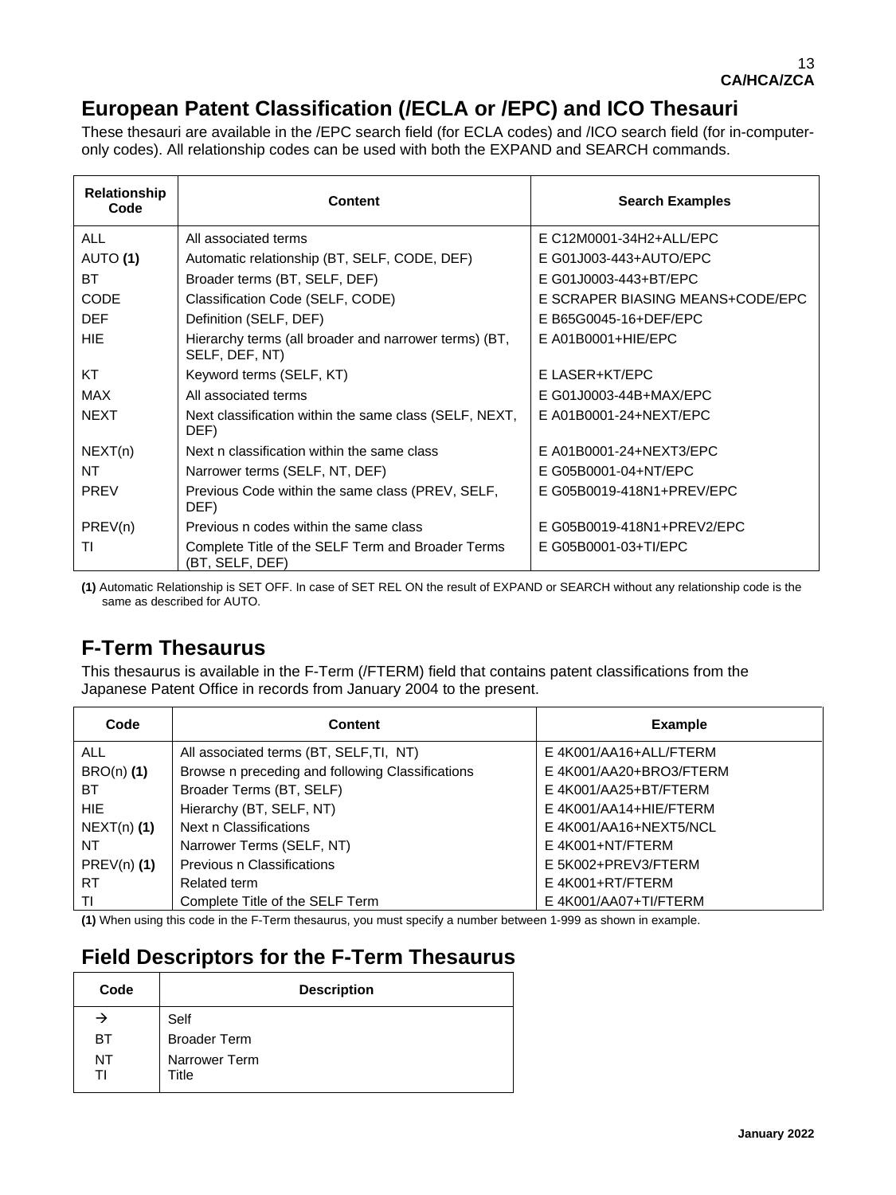# European Patent Classification (/ECLA or /EPC) and ICO Thesauri

These thesauri are available in the /EPC search field (for ECLA codes) and /ICO search field (for in-computer-only codes). All relationship codes can be used with both the EXPAND and SEARCH commands.

| Relationship Code | Content | Search Examples |
|---|---|---|
| ALL | All associated terms | E C12M0001-34H2+ALL/EPC |
| AUTO **(1)** | Automatic relationship (BT, SELF, CODE, DEF) | E G01J003-443+AUTO/EPC |
| BT | Broader terms (BT, SELF, DEF) | E G01J0003-443+BT/EPC |
| CODE | Classification Code (SELF, CODE) | E SCRAPER BIASING MEANS+CODE/EPC |
| DEF | Definition (SELF, DEF) | E B65G0045-16+DEF/EPC |
| HIE | Hierarchy terms (all broader and narrower terms) (BT, SELF, DEF, NT) | E A01B0001+HIE/EPC |
| KT | Keyword terms (SELF, KT) | E LASER+KT/EPC |
| MAX | All associated terms | E G01J0003-44B+MAX/EPC |
| NEXT | Next classification within the same class (SELF, NEXT, DEF) | E A01B0001-24+NEXT/EPC |
| NEXT(n) | Next n classification within the same class | E A01B0001-24+NEXT3/EPC |
| NT | Narrower terms (SELF, NT, DEF) | E G05B0001-04+NT/EPC |
| PREV | Previous Code within the same class (PREV, SELF, DEF) | E G05B0019-418N1+PREV/EPC |
| PREV(n) | Previous n codes within the same class | E G05B0019-418N1+PREV2/EPC |
| TI | Complete Title of the SELF Term and Broader Terms (BT, SELF, DEF) | E G05B0001-03+TI/EPC |

**(1)** Automatic Relationship is SET OFF. In case of SET REL ON the result of EXPAND or SEARCH without any relationship code is the same as described for AUTO.

# F-Term Thesaurus

This thesaurus is available in the F-Term (/FTERM) field that contains patent classifications from the Japanese Patent Office in records from January 2004 to the present.

| Code | Content | Example |
|---|---|---|
| ALL | All associated terms (BT, SELF,TI, NT) | E 4K001/AA16+ALL/FTERM |
| BRO(n) **(1)** | Browse n preceding and following Classifications | E 4K001/AA20+BRO3/FTERM |
| BT | Broader Terms (BT, SELF) | E 4K001/AA25+BT/FTERM |
| HIE | Hierarchy (BT, SELF, NT) | E 4K001/AA14+HIE/FTERM |
| NEXT(n) **(1)** | Next n Classifications | E 4K001/AA16+NEXT5/NCL |
| NT | Narrower Terms (SELF, NT) | E 4K001+NT/FTERM |
| PREV(n) **(1)** | Previous n Classifications | E 5K002+PREV3/FTERM |
| RT | Related term | E 4K001+RT/FTERM |
| TI | Complete Title of the SELF Term | E 4K001/AA07+TI/FTERM |

**(1)** When using this code in the F-Term thesaurus, you must specify a number between 1-999 as shown in example.

# Field Descriptors for the F-Term Thesaurus

| Code | Description |
|---|---|
| → | Self |
| BT | Broader Term |
| NT | Narrower Term |
| TI | Title |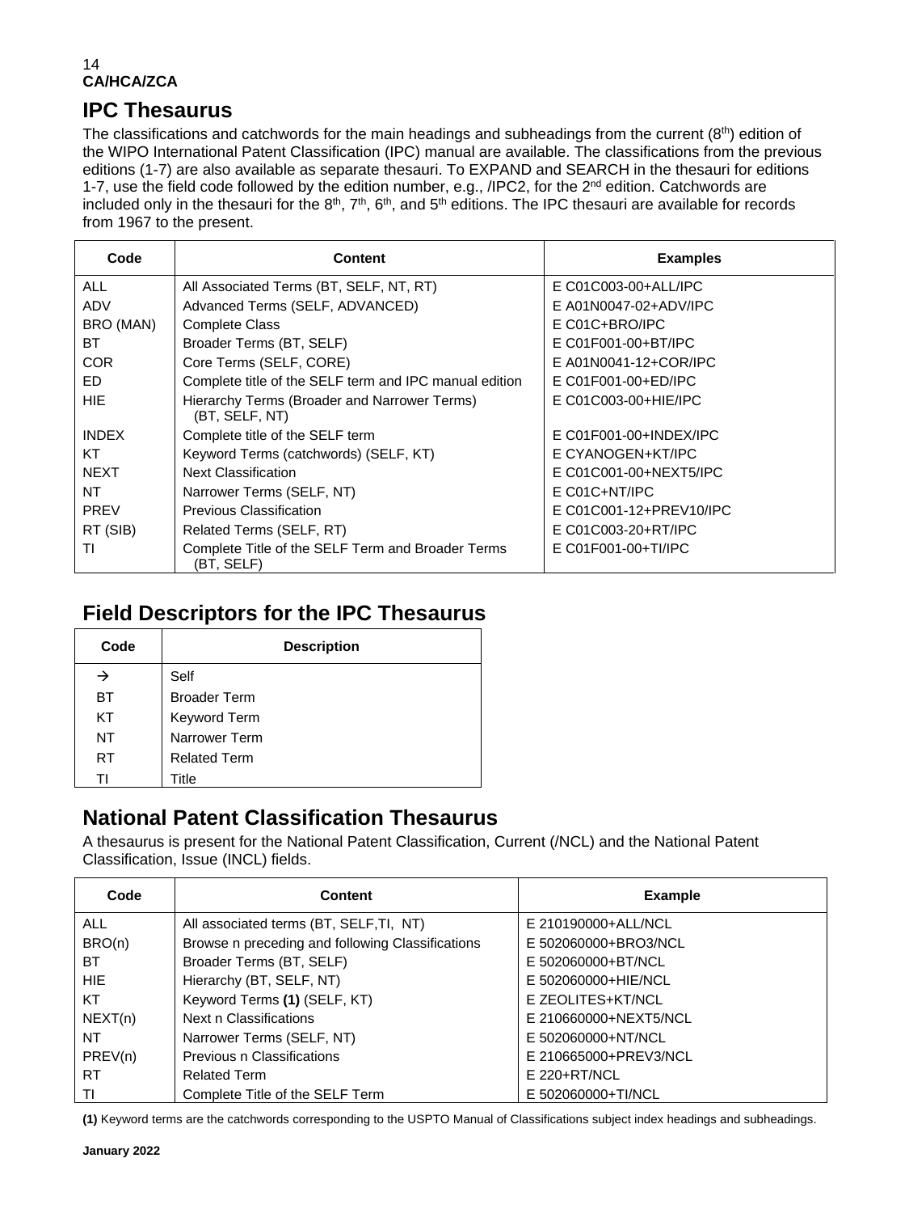## IPC Thesaurus

The classifications and catchwords for the main headings and subheadings from the current (8th) edition of the WIPO International Patent Classification (IPC) manual are available. The classifications from the previous editions (1-7) are also available as separate thesauri. To EXPAND and SEARCH in the thesauri for editions 1-7, use the field code followed by the edition number, e.g., /IPC2, for the 2nd edition. Catchwords are included only in the thesauri for the 8th, 7th, 6th, and 5th editions. The IPC thesauri are available for records from 1967 to the present.

| Code | Content | Examples |
|---|---|---|
| ALL | All Associated Terms (BT, SELF, NT, RT) | E C01C003-00+ALL/IPC |
| ADV | Advanced Terms (SELF, ADVANCED) | E A01N0047-02+ADV/IPC |
| BRO (MAN) | Complete Class | E C01C+BRO/IPC |
| BT | Broader Terms (BT, SELF) | E C01F001-00+BT/IPC |
| COR | Core Terms (SELF, CORE) | E A01N0041-12+COR/IPC |
| ED | Complete title of the SELF term and IPC manual edition | E C01F001-00+ED/IPC |
| HIE | Hierarchy Terms (Broader and Narrower Terms) (BT, SELF, NT) | E C01C003-00+HIE/IPC |
| INDEX | Complete title of the SELF term | E C01F001-00+INDEX/IPC |
| KT | Keyword Terms (catchwords) (SELF, KT) | E CYANOGEN+KT/IPC |
| NEXT | Next Classification | E C01C001-00+NEXT5/IPC |
| NT | Narrower Terms (SELF, NT) | E C01C+NT/IPC |
| PREV | Previous Classification | E C01C001-12+PREV10/IPC |
| RT (SIB) | Related Terms (SELF, RT) | E C01C003-20+RT/IPC |
| TI | Complete Title of the SELF Term and Broader Terms (BT, SELF) | E C01F001-00+TI/IPC |

## Field Descriptors for the IPC Thesaurus

| Code | Description |
|---|---|
| → | Self |
| BT | Broader Term |
| KT | Keyword Term |
| NT | Narrower Term |
| RT | Related Term |
| TI | Title |

## National Patent Classification Thesaurus

A thesaurus is present for the National Patent Classification, Current (/NCL) and the National Patent Classification, Issue (INCL) fields.

| Code | Content | Example |
|---|---|---|
| ALL | All associated terms (BT, SELF,TI, NT) | E 210190000+ALL/NCL |
| BRO(n) | Browse n preceding and following Classifications | E 502060000+BRO3/NCL |
| BT | Broader Terms (BT, SELF) | E 502060000+BT/NCL |
| HIE | Hierarchy (BT, SELF, NT) | E 502060000+HIE/NCL |
| KT | Keyword Terms **(1)** (SELF, KT) | E ZEOLITES+KT/NCL |
| NEXT(n) | Next n Classifications | E 210660000+NEXT5/NCL |
| NT | Narrower Terms (SELF, NT) | E 502060000+NT/NCL |
| PREV(n) | Previous n Classifications | E 210665000+PREV3/NCL |
| RT | Related Term | E 220+RT/NCL |
| TI | Complete Title of the SELF Term | E 502060000+TI/NCL |

**(1)** Keyword terms are the catchwords corresponding to the USPTO Manual of Classifications subject index headings and subheadings.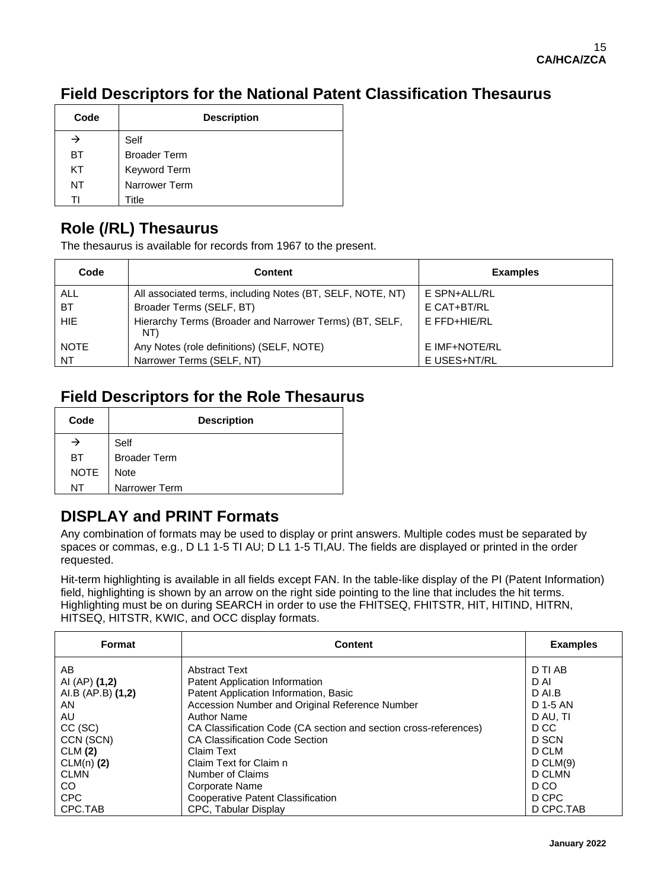## Field Descriptors for the National Patent Classification Thesaurus

| Code | Description |
| --- | --- |
| → | Self |
| BT | Broader Term |
| KT | Keyword Term |
| NT | Narrower Term |
| TI | Title |

## Role (/RL) Thesaurus

The thesaurus is available for records from 1967 to the present.

| Code | Content | Examples |
| --- | --- | --- |
| ALL | All associated terms, including Notes (BT, SELF, NOTE, NT) | E SPN+ALL/RL |
| BT | Broader Terms (SELF, BT) | E CAT+BT/RL |
| HIE | Hierarchy Terms (Broader and Narrower Terms) (BT, SELF, NT) | E FFD+HIE/RL |
| NOTE | Any Notes (role definitions) (SELF, NOTE) | E IMF+NOTE/RL |
| NT | Narrower Terms (SELF, NT) | E USES+NT/RL |

## Field Descriptors for the Role Thesaurus

| Code | Description |
| --- | --- |
| → | Self |
| BT | Broader Term |
| NOTE | Note |
| NT | Narrower Term |

## DISPLAY and PRINT Formats

Any combination of formats may be used to display or print answers. Multiple codes must be separated by spaces or commas, e.g., D L1 1-5 TI AU; D L1 1-5 TI,AU. The fields are displayed or printed in the order requested.

Hit-term highlighting is available in all fields except FAN. In the table-like display of the PI (Patent Information) field, highlighting is shown by an arrow on the right side pointing to the line that includes the hit terms. Highlighting must be on during SEARCH in order to use the FHITSEQ, FHITSTR, HIT, HITIND, HITRN, HITSEQ, HITSTR, KWIC, and OCC display formats.

| Format | Content | Examples |
| --- | --- | --- |
| AB | Abstract Text | D TI AB |
| AI (AP) **(1,2)** | Patent Application Information | D AI |
| AI.B (AP.B) **(1,2)** | Patent Application Information, Basic | D AI.B |
| AN | Accession Number and Original Reference Number | D 1-5 AN |
| AU | Author Name | D AU, TI |
| CC (SC) | CA Classification Code (CA section and section cross-references) | D CC |
| CCN (SCN) | CA Classification Code Section | D SCN |
| CLM **(2)** | Claim Text | D CLM |
| CLM(n) **(2)** | Claim Text for Claim n | D CLM(9) |
| CLMN | Number of Claims | D CLMN |
| CO | Corporate Name | D CO |
| CPC | Cooperative Patent Classification | D CPC |
| CPC.TAB | CPC, Tabular Display | D CPC.TAB |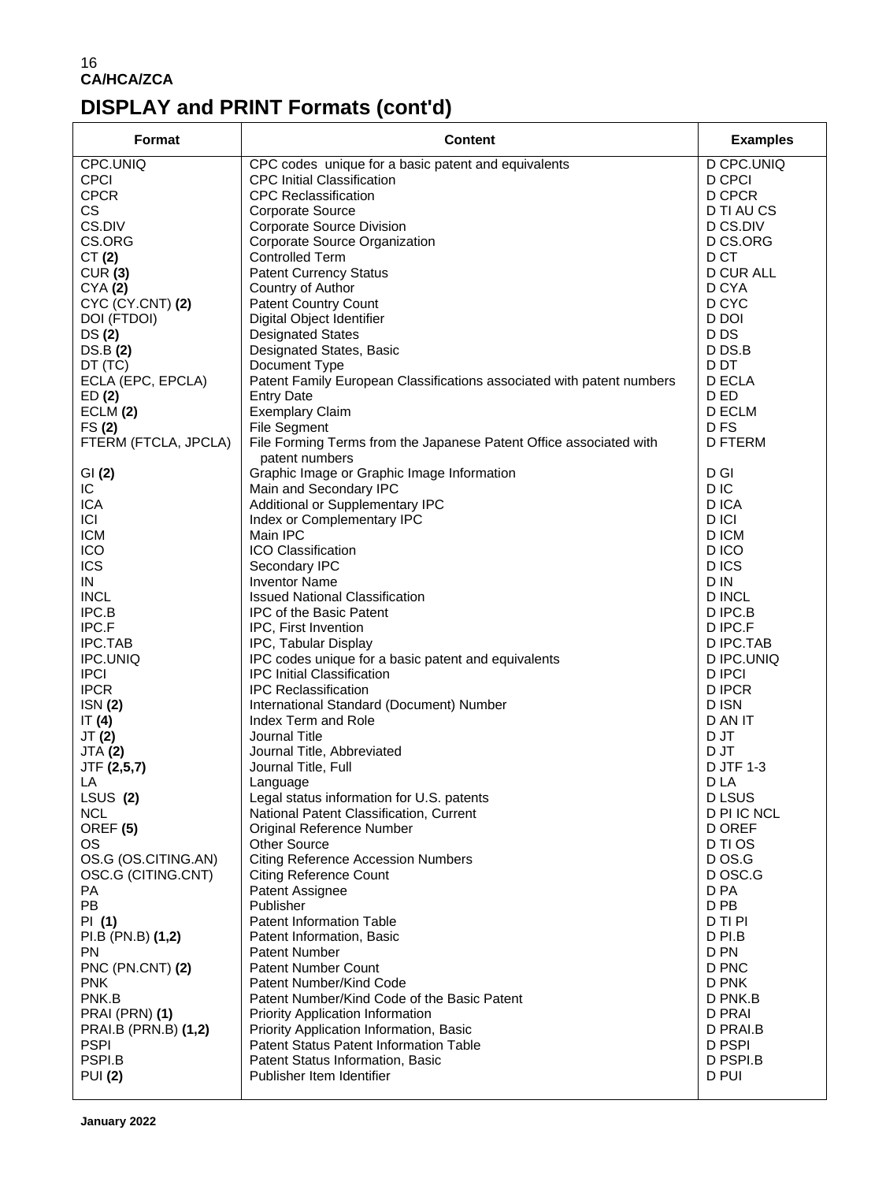# DISPLAY and PRINT Formats (cont'd)

| Format | Content | Examples |
|---|---|---|
| CPC.UNIQ | CPC codes unique for a basic patent and equivalents | D CPC.UNIQ |
| CPCI | CPC Initial Classification | D CPCI |
| CPCR | CPC Reclassification | D CPCR |
| CS | Corporate Source | D TI AU CS |
| CS.DIV | Corporate Source Division | D CS.DIV |
| CS.ORG | Corporate Source Organization | D CS.ORG |
| CT **(2)** | Controlled Term | D CT |
| CUR **(3)** | Patent Currency Status | D CUR ALL |
| CYA **(2)** | Country of Author | D CYA |
| CYC (CY.CNT) **(2)** | Patent Country Count | D CYC |
| DOI (FTDOI) | Digital Object Identifier | D DOI |
| DS **(2)** | Designated States | D DS |
| DS.B **(2)** | Designated States, Basic | D DS.B |
| DT (TC) | Document Type | D DT |
| ECLA (EPC, EPCLA) | Patent Family European Classifications associated with patent numbers | D ECLA |
| ED **(2)** | Entry Date | D ED |
| ECLM **(2)** | Exemplary Claim | D ECLM |
| FS **(2)** | File Segment | D FS |
| FTERM (FTCLA, JPCLA) | File Forming Terms from the Japanese Patent Office associated with patent numbers | D FTERM |
| GI **(2)** | Graphic Image or Graphic Image Information | D GI |
| IC | Main and Secondary IPC | D IC |
| ICA | Additional or Supplementary IPC | D ICA |
| ICI | Index or Complementary IPC | D ICI |
| ICM | Main IPC | D ICM |
| ICO | ICO Classification | D ICO |
| ICS | Secondary IPC | D ICS |
| IN | Inventor Name | D IN |
| INCL | Issued National Classification | D INCL |
| IPC.B | IPC of the Basic Patent | D IPC.B |
| IPC.F | IPC, First Invention | D IPC.F |
| IPC.TAB | IPC, Tabular Display | D IPC.TAB |
| IPC.UNIQ | IPC codes unique for a basic patent and equivalents | D IPC.UNIQ |
| IPCI | IPC Initial Classification | D IPCI |
| IPCR | IPC Reclassification | D IPCR |
| ISN **(2)** | International Standard (Document) Number | D ISN |
| IT **(4)** | Index Term and Role | D AN IT |
| JT **(2)** | Journal Title | D JT |
| JTA **(2)** | Journal Title, Abbreviated | D JT |
| JTF **(2,5,7)** | Journal Title, Full | D JTF 1-3 |
| LA | Language | D LA |
| LSUS **(2)** | Legal status information for U.S. patents | D LSUS |
| NCL | National Patent Classification, Current | D PI IC NCL |
| OREF **(5)** | Original Reference Number | D OREF |
| OS | Other Source | D TI OS |
| OS.G (OS.CITING.AN) | Citing Reference Accession Numbers | D OS.G |
| OSC.G (CITING.CNT) | Citing Reference Count | D OSC.G |
| PA | Patent Assignee | D PA |
| PB | Publisher | D PB |
| PI **(1)** | Patent Information Table | D TI PI |
| PI.B (PN.B) **(1,2)** | Patent Information, Basic | D PI.B |
| PN | Patent Number | D PN |
| PNC (PN.CNT) **(2)** | Patent Number Count | D PNC |
| PNK | Patent Number/Kind Code | D PNK |
| PNK.B | Patent Number/Kind Code of the Basic Patent | D PNK.B |
| PRAI (PRN) **(1)** | Priority Application Information | D PRAI |
| PRAI.B (PRN.B) **(1,2)** | Priority Application Information, Basic | D PRAI.B |
| PSPI | Patent Status Patent Information Table | D PSPI |
| PSPI.B | Patent Status Information, Basic | D PSPI.B |
| PUI **(2)** | Publisher Item Identifier | D PUI |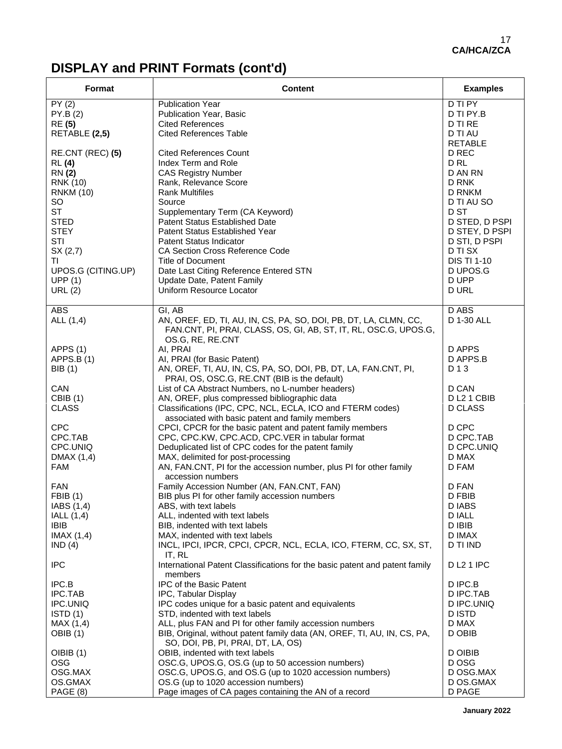# DISPLAY and PRINT Formats (cont'd)

| Format | Content | Examples |
|---|---|---|
| PY (2) | Publication Year | D TI PY |
| PY.B (2) | Publication Year, Basic | D TI PY.B |
| RE **(5)** | Cited References | D TI RE |
| RETABLE **(2,5)** | Cited References Table | D TI AU RETABLE |
| RE.CNT (REC) **(5)** | Cited References Count | D REC |
| RL **(4)** | Index Term and Role | D RL |
| RN **(2)** | CAS Registry Number | D AN RN |
| RNK (10) | Rank, Relevance Score | D RNK |
| RNKM (10) | Rank Multifiles | D RNKM |
| SO | Source | D TI AU SO |
| ST | Supplementary Term (CA Keyword) | D ST |
| STED | Patent Status Established Date | D STED, D PSPI |
| STEY | Patent Status Established Year | D STEY, D PSPI |
| STI | Patent Status Indicator | D STI, D PSPI |
| SX (2,7) | CA Section Cross Reference Code | D TI SX |
| TI | Title of Document | DIS TI 1-10 |
| UPOS.G (CITING.UP) | Date Last Citing Reference Entered STN | D UPOS.G |
| UPP (1) | Update Date, Patent Family | D UPP |
| URL (2) | Uniform Resource Locator | D URL |
| ABS | GI, AB | D ABS |
| ALL (1,4) | AN, OREF, ED, TI, AU, IN, CS, PA, SO, DOI, PB, DT, LA, CLMN, CC, FAN.CNT, PI, PRAI, CLASS, OS, GI, AB, ST, IT, RL, OSC.G, UPOS.G, OS.G, RE, RE.CNT | D 1-30 ALL |
| APPS (1) | AI, PRAI | D APPS |
| APPS.B (1) | AI, PRAI (for Basic Patent) | D APPS.B |
| BIB (1) | AN, OREF, TI, AU, IN, CS, PA, SO, DOI, PB, DT, LA, FAN.CNT, PI, PRAI, OS, OSC.G, RE.CNT (BIB is the default) | D 1 3 |
| CAN | List of CA Abstract Numbers, no L-number headers) | D CAN |
| CBIB (1) | AN, OREF, plus compressed bibliographic data | D L2 1 CBIB |
| CLASS | Classifications (IPC, CPC, NCL, ECLA, ICO and FTERM codes) associated with basic patent and family members | D CLASS |
| CPC | CPCI, CPCR for the basic patent and patent family members | D CPC |
| CPC.TAB | CPC, CPC.KW, CPC.ACD, CPC.VER in tabular format | D CPC.TAB |
| CPC.UNIQ | Deduplicated list of CPC codes for the patent family | D CPC.UNIQ |
| DMAX (1,4) | MAX, delimited for post-processing | D MAX |
| FAM | AN, FAN.CNT, PI for the accession number, plus PI for other family accession numbers | D FAM |
| FAN | Family Accession Number (AN, FAN.CNT, FAN) | D FAN |
| FBIB (1) | BIB plus PI for other family accession numbers | D FBIB |
| IABS (1,4) | ABS, with text labels | D IABS |
| IALL (1,4) | ALL, indented with text labels | D IALL |
| IBIB | BIB, indented with text labels | D IBIB |
| IMAX (1,4) | MAX, indented with text labels | D IMAX |
| IND (4) | INCL, IPCI, IPCR, CPCI, CPCR, NCL, ECLA, ICO, FTERM, CC, SX, ST, IT, RL | D TI IND |
| IPC | International Patent Classifications for the basic patent and patent family members | D L2 1 IPC |
| IPC.B | IPC of the Basic Patent | D IPC.B |
| IPC.TAB | IPC, Tabular Display | D IPC.TAB |
| IPC.UNIQ | IPC codes unique for a basic patent and equivalents | D IPC.UNIQ |
| ISTD (1) | STD, indented with text labels | D ISTD |
| MAX (1,4) | ALL, plus FAN and PI for other family accession numbers | D MAX |
| OBIB (1) | BIB, Original, without patent family data (AN, OREF, TI, AU, IN, CS, PA, SO, DOI, PB, PI, PRAI, DT, LA, OS) | D OBIB |
| OIBIB (1) | OBIB, indented with text labels | D OIBIB |
| OSG | OSC.G, UPOS.G, OS.G (up to 50 accession numbers) | D OSG |
| OSG.MAX | OSC.G, UPOS.G, and OS.G (up to 1020 accession numbers) | D OSG.MAX |
| OS.GMAX | OS.G (up to 1020 accession numbers) | D OS.GMAX |
| PAGE (8) | Page images of CA pages containing the AN of a record | D PAGE |

January 2022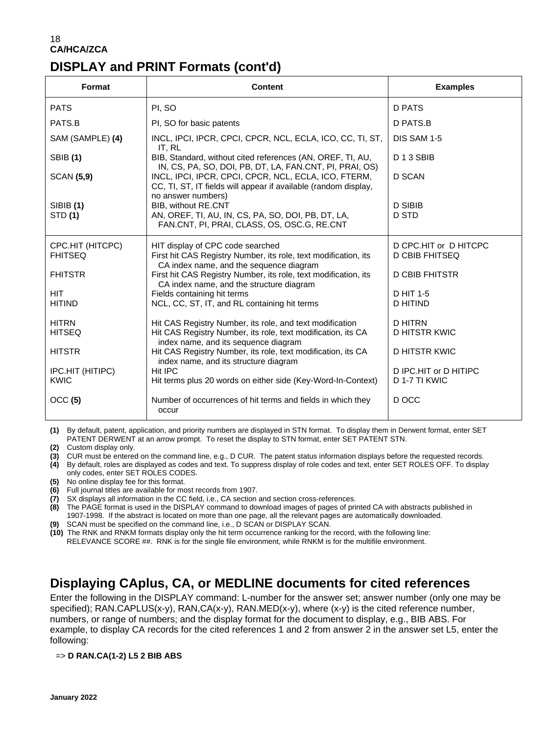## DISPLAY and PRINT Formats (cont'd)

| Format | Content | Examples |
|---|---|---|
| PATS | PI, SO | D PATS |
| PATS.B | PI, SO for basic patents | D PATS.B |
| SAM (SAMPLE) **(4)** | INCL, IPCI, IPCR, CPCI, CPCR, NCL, ECLA, ICO, CC, TI, ST, IT, RL | DIS SAM 1-5 |
| SBIB **(1)** | BIB, Standard, without cited references (AN, OREF, TI, AU, IN, CS, PA, SO, DOI, PB, DT, LA, FAN.CNT, PI, PRAI, OS) | D 1 3 SBIB |
| SCAN **(5,9)** | INCL, IPCI, IPCR, CPCI, CPCR, NCL, ECLA, ICO, FTERM, CC, TI, ST, IT fields will appear if available (random display, no answer numbers) | D SCAN |
| SIBIB **(1)** | BIB, without RE.CNT | D SIBIB |
| STD **(1)** | AN, OREF, TI, AU, IN, CS, PA, SO, DOI, PB, DT, LA, FAN.CNT, PI, PRAI, CLASS, OS, OSC.G, RE.CNT | D STD |
| CPC.HIT (HITCPC) | HIT display of CPC code searched | D CPC.HIT or D HITCPC |
| FHITSEQ | First hit CAS Registry Number, its role, text modification, its CA index name, and the sequence diagram | D CBIB FHITSEQ |
| FHITSTR | First hit CAS Registry Number, its role, text modification, its CA index name, and the structure diagram | D CBIB FHITSTR |
| HIT | Fields containing hit terms | D HIT 1-5 |
| HITIND | NCL, CC, ST, IT, and RL containing hit terms | D HITIND |
| HITRN | Hit CAS Registry Number, its role, and text modification | D HITRN |
| HITSEQ | Hit CAS Registry Number, its role, text modification, its CA index name, and its sequence diagram | D HITSTR KWIC |
| HITSTR | Hit CAS Registry Number, its role, text modification, its CA index name, and its structure diagram | D HITSTR KWIC |
| IPC.HIT (HITIPC) | Hit IPC | D IPC.HIT or D HITIPC |
| KWIC | Hit terms plus 20 words on either side (Key-Word-In-Context) | D 1-7 TI KWIC |
| OCC **(5)** | Number of occurrences of hit terms and fields in which they occur | D OCC |

**(1)** By default, patent, application, and priority numbers are displayed in STN format. To display them in Derwent format, enter SET PATENT DERWENT at an arrow prompt. To reset the display to STN format, enter SET PATENT STN.
**(2)** Custom display only.
**(3)** CUR must be entered on the command line, e.g., D CUR. The patent status information displays before the requested records.
**(4)** By default, roles are displayed as codes and text. To suppress display of role codes and text, enter SET ROLES OFF. To display only codes, enter SET ROLES CODES.
**(5)** No online display fee for this format.
**(6)** Full journal titles are available for most records from 1907.
**(7)** SX displays all information in the CC field, i.e., CA section and section cross-references.
**(8)** The PAGE format is used in the DISPLAY command to download images of pages of printed CA with abstracts published in 1907-1998. If the abstract is located on more than one page, all the relevant pages are automatically downloaded.
**(9)** SCAN must be specified on the command line, i.e., D SCAN or DISPLAY SCAN.
**(10)** The RNK and RNKM formats display only the hit term occurrence ranking for the record, with the following line: RELEVANCE SCORE ##. RNK is for the single file environment, while RNKM is for the multifile environment.

## Displaying CAplus, CA, or MEDLINE documents for cited references

Enter the following in the DISPLAY command: L-number for the answer set; answer number (only one may be specified); RAN.CAPLUS(x-y), RAN,CA(x-y), RAN.MED(x-y), where (x-y) is the cited reference number, numbers, or range of numbers; and the display format for the document to display, e.g., BIB ABS. For example, to display CA records for the cited references 1 and 2 from answer 2 in the answer set L5, enter the following:

=> **D RAN.CA(1-2) L5 2 BIB ABS**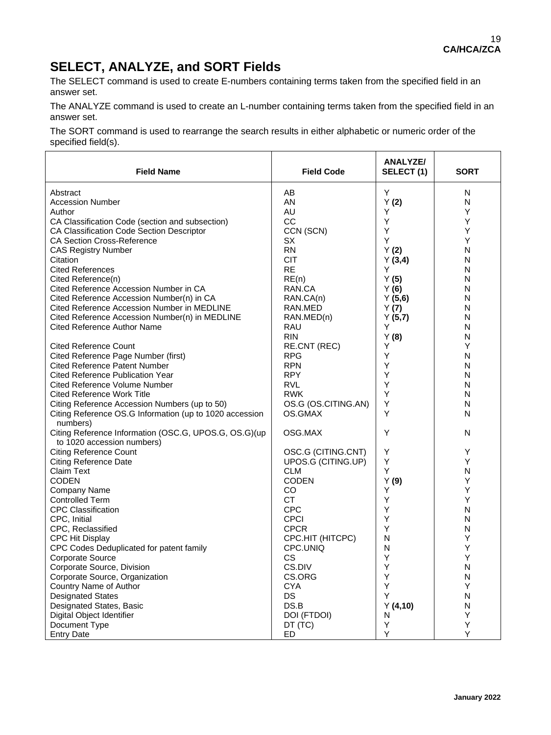# SELECT, ANALYZE, and SORT Fields

The SELECT command is used to create E-numbers containing terms taken from the specified field in an answer set.

The ANALYZE command is used to create an L-number containing terms taken from the specified field in an answer set.

The SORT command is used to rearrange the search results in either alphabetic or numeric order of the specified field(s).

| Field Name | Field Code | ANALYZE/ SELECT (1) | SORT |
|---|---|---|---|
| Abstract | AB | Y | N |
| Accession Number | AN | Y **(2)** | N |
| Author | AU | Y | Y |
| CA Classification Code (section and subsection) | CC | Y | Y |
| CA Classification Code Section Descriptor | CCN (SCN) | Y | Y |
| CA Section Cross-Reference | SX | Y | Y |
| CAS Registry Number | RN | Y **(2)** | N |
| Citation | CIT | Y **(3,4)** | N |
| Cited References | RE | Y | N |
| Cited Reference(n) | RE(n) | Y **(5)** | N |
| Cited Reference Accession Number in CA | RAN.CA | Y **(6)** | N |
| Cited Reference Accession Number(n) in CA | RAN.CA(n) | Y **(5,6)** | N |
| Cited Reference Accession Number in MEDLINE | RAN.MED | Y **(7)** | N |
| Cited Reference Accession Number(n) in MEDLINE | RAN.MED(n) | Y **(5,7)** | N |
| Cited Reference Author Name | RAU | Y | N |
| | RIN | Y **(8)** | N |
| Cited Reference Count | RE.CNT (REC) | Y | Y |
| Cited Reference Page Number (first) | RPG | Y | N |
| Cited Reference Patent Number | RPN | Y | N |
| Cited Reference Publication Year | RPY | Y | N |
| Cited Reference Volume Number | RVL | Y | N |
| Cited Reference Work Title | RWK | Y | N |
| Citing Reference Accession Numbers (up to 50) | OS.G (OS.CITING.AN) | Y | N |
| Citing Reference OS.G Information (up to 1020 accession numbers) | OS.GMAX | Y | N |
| Citing Reference Information (OSC.G, UPOS.G, OS.G)(up to 1020 accession numbers) | OSG.MAX | Y | N |
| Citing Reference Count | OSC.G (CITING.CNT) | Y | Y |
| Citing Reference Date | UPOS.G (CITING.UP) | Y | Y |
| Claim Text | CLM | Y | N |
| CODEN | CODEN | Y **(9)** | Y |
| Company Name | CO | Y | Y |
| Controlled Term | CT | Y | Y |
| CPC Classification | CPC | Y | N |
| CPC, Initial | CPCI | Y | N |
| CPC, Reclassified | CPCR | Y | N |
| CPC Hit Display | CPC.HIT (HITCPC) | N | Y |
| CPC Codes Deduplicated for patent family | CPC.UNIQ | N | Y |
| Corporate Source | CS | Y | Y |
| Corporate Source, Division | CS.DIV | Y | N |
| Corporate Source, Organization | CS.ORG | Y | N |
| Country Name of Author | CYA | Y | Y |
| Designated States | DS | Y | N |
| Designated States, Basic | DS.B | Y **(4,10)** | N |
| Digital Object Identifier | DOI (FTDOI) | N | Y |
| Document Type | DT (TC) | Y | Y |
| Entry Date | ED | Y | Y |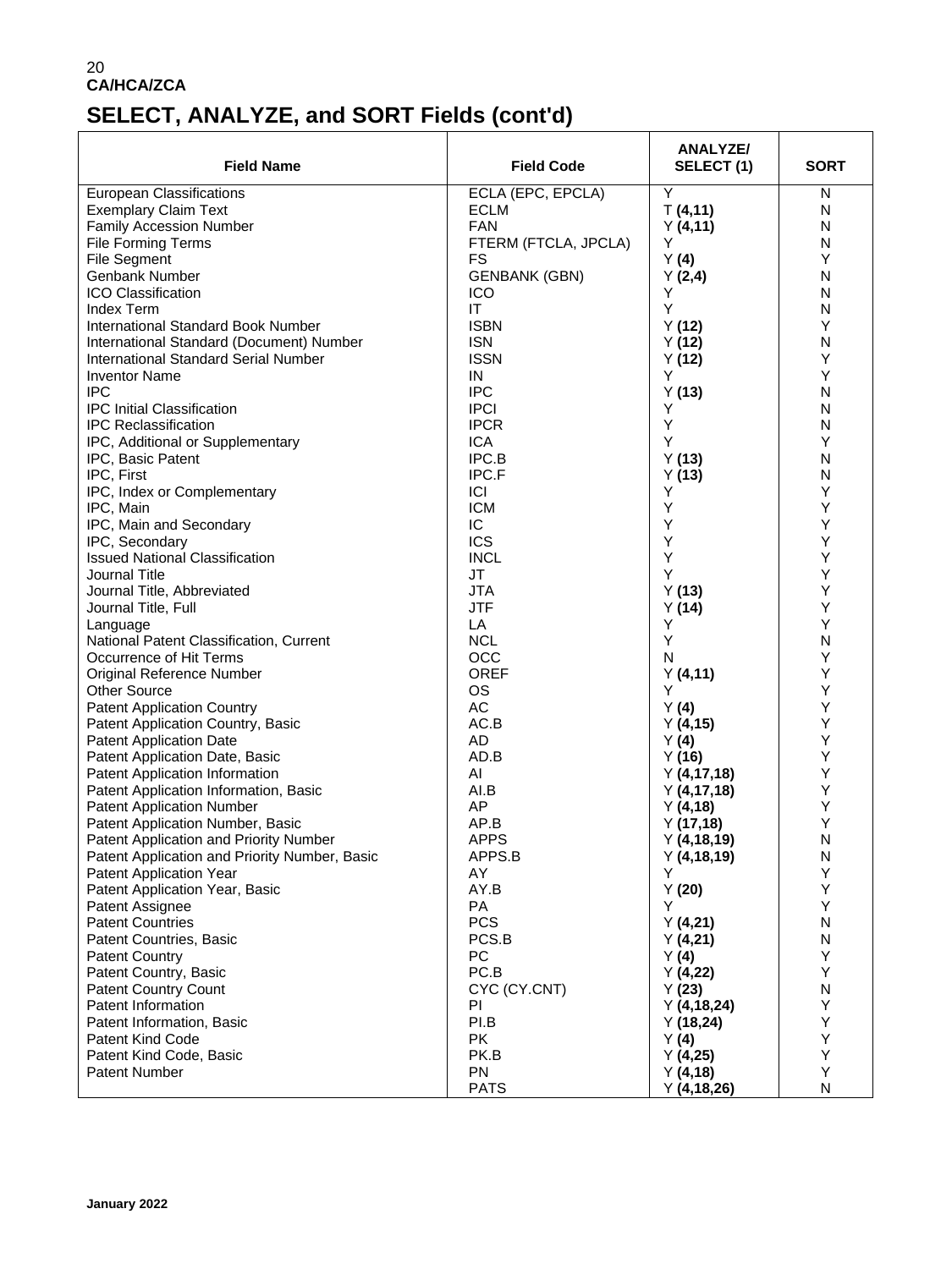## SELECT, ANALYZE, and SORT Fields (cont'd)

| Field Name | Field Code | ANALYZE/ SELECT (1) | SORT |
|---|---|---|---|
| European Classifications | ECLA (EPC, EPCLA) | Y | N |
| Exemplary Claim Text | ECLM | T **(4,11)** | N |
| Family Accession Number | FAN | Y **(4,11)** | N |
| File Forming Terms | FTERM (FTCLA, JPCLA) | Y | N |
| File Segment | FS | Y **(4)** | Y |
| Genbank Number | GENBANK (GBN) | Y **(2,4)** | N |
| ICO Classification | ICO | Y | N |
| Index Term | IT | Y | N |
| International Standard Book Number | ISBN | Y **(12)** | Y |
| International Standard (Document) Number | ISN | Y **(12)** | N |
| International Standard Serial Number | ISSN | Y **(12)** | Y |
| Inventor Name | IN | Y | Y |
| IPC | IPC | Y **(13)** | N |
| IPC Initial Classification | IPCI | Y | N |
| IPC Reclassification | IPCR | Y | N |
| IPC, Additional or Supplementary | ICA | Y | Y |
| IPC, Basic Patent | IPC.B | Y **(13)** | N |
| IPC, First | IPC.F | Y **(13)** | N |
| IPC, Index or Complementary | ICI | Y | Y |
| IPC, Main | ICM | Y | Y |
| IPC, Main and Secondary | IC | Y | Y |
| IPC, Secondary | ICS | Y | Y |
| Issued National Classification | INCL | Y | Y |
| Journal Title | JT | Y | Y |
| Journal Title, Abbreviated | JTA | Y **(13)** | Y |
| Journal Title, Full | JTF | Y **(14)** | Y |
| Language | LA | Y | Y |
| National Patent Classification, Current | NCL | Y | N |
| Occurrence of Hit Terms | OCC | N | Y |
| Original Reference Number | OREF | Y **(4,11)** | Y |
| Other Source | OS | Y | Y |
| Patent Application Country | AC | Y **(4)** | Y |
| Patent Application Country, Basic | AC.B | Y **(4,15)** | Y |
| Patent Application Date | AD | Y **(4)** | Y |
| Patent Application Date, Basic | AD.B | Y **(16)** | Y |
| Patent Application Information | AI | Y **(4,17,18)** | Y |
| Patent Application Information, Basic | AI.B | Y **(4,17,18)** | Y |
| Patent Application Number | AP | Y **(4,18)** | Y |
| Patent Application Number, Basic | AP.B | Y **(17,18)** | Y |
| Patent Application and Priority Number | APPS | Y **(4,18,19)** | N |
| Patent Application and Priority Number, Basic | APPS.B | Y **(4,18,19)** | N |
| Patent Application Year | AY | Y | Y |
| Patent Application Year, Basic | AY.B | Y **(20)** | Y |
| Patent Assignee | PA | Y | Y |
| Patent Countries | PCS | Y **(4,21)** | N |
| Patent Countries, Basic | PCS.B | Y **(4,21)** | N |
| Patent Country | PC | Y **(4)** | Y |
| Patent Country, Basic | PC.B | Y **(4,22)** | Y |
| Patent Country Count | CYC (CY.CNT) | Y **(23)** | N |
| Patent Information | PI | Y **(4,18,24)** | Y |
| Patent Information, Basic | PI.B | Y **(18,24)** | Y |
| Patent Kind Code | PK | Y **(4)** | Y |
| Patent Kind Code, Basic | PK.B | Y **(4,25)** | Y |
| Patent Number | PN | Y **(4,18)** | Y |
| | PATS | Y **(4,18,26)** | N |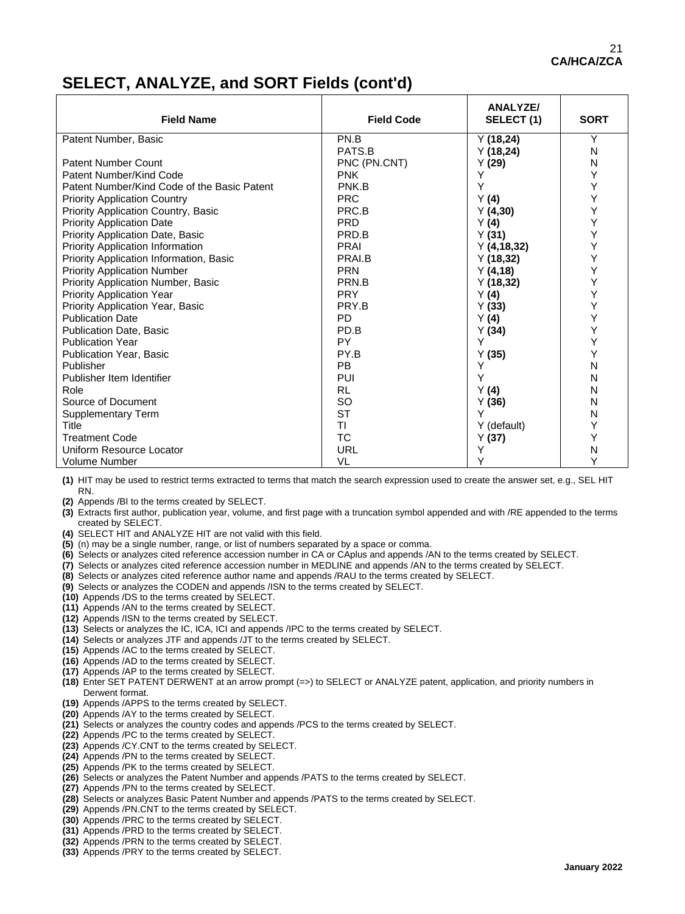## SELECT, ANALYZE, and SORT Fields (cont'd)

| Field Name | Field Code | ANALYZE/ SELECT (1) | SORT |
|---|---|---|---|
| Patent Number, Basic | PN.B | Y **(18,24)** | Y |
| | PATS.B | Y **(18,24)** | N |
| Patent Number Count | PNC (PN.CNT) | Y **(29)** | N |
| Patent Number/Kind Code | PNK | Y | Y |
| Patent Number/Kind Code of the Basic Patent | PNK.B | Y | Y |
| Priority Application Country | PRC | Y **(4)** | Y |
| Priority Application Country, Basic | PRC.B | Y **(4,30)** | Y |
| Priority Application Date | PRD | Y **(4)** | Y |
| Priority Application Date, Basic | PRD.B | Y **(31)** | Y |
| Priority Application Information | PRAI | Y **(4,18,32)** | Y |
| Priority Application Information, Basic | PRAI.B | Y **(18,32)** | Y |
| Priority Application Number | PRN | Y **(4,18)** | Y |
| Priority Application Number, Basic | PRN.B | Y **(18,32)** | Y |
| Priority Application Year | PRY | Y **(4)** | Y |
| Priority Application Year, Basic | PRY.B | Y **(33)** | Y |
| Publication Date | PD | Y **(4)** | Y |
| Publication Date, Basic | PD.B | Y **(34)** | Y |
| Publication Year | PY | Y | Y |
| Publication Year, Basic | PY.B | Y **(35)** | Y |
| Publisher | PB | Y | N |
| Publisher Item Identifier | PUI | Y | N |
| Role | RL | Y **(4)** | N |
| Source of Document | SO | Y **(36)** | N |
| Supplementary Term | ST | Y | N |
| Title | TI | Y (default) | Y |
| Treatment Code | TC | Y **(37)** | Y |
| Uniform Resource Locator | URL | Y | N |
| Volume Number | VL | Y | Y |

**(1)** HIT may be used to restrict terms extracted to terms that match the search expression used to create the answer set, e.g., SEL HIT RN.
**(2)** Appends /BI to the terms created by SELECT.
**(3)** Extracts first author, publication year, volume, and first page with a truncation symbol appended and with /RE appended to the terms created by SELECT.
**(4)** SELECT HIT and ANALYZE HIT are not valid with this field.
**(5)** (n) may be a single number, range, or list of numbers separated by a space or comma.
**(6)** Selects or analyzes cited reference accession number in CA or CAplus and appends /AN to the terms created by SELECT.
**(7)** Selects or analyzes cited reference accession number in MEDLINE and appends /AN to the terms created by SELECT.
**(8)** Selects or analyzes cited reference author name and appends /RAU to the terms created by SELECT.
**(9)** Selects or analyzes the CODEN and appends /ISN to the terms created by SELECT.
**(10)** Appends /DS to the terms created by SELECT.
**(11)** Appends /AN to the terms created by SELECT.
**(12)** Appends /ISN to the terms created by SELECT.
**(13)** Selects or analyzes the IC, ICA, ICI and appends /IPC to the terms created by SELECT.
**(14)** Selects or analyzes JTF and appends /JT to the terms created by SELECT.
**(15)** Appends /AC to the terms created by SELECT.
**(16)** Appends /AD to the terms created by SELECT.
**(17)** Appends /AP to the terms created by SELECT.
**(18)** Enter SET PATENT DERWENT at an arrow prompt (=>) to SELECT or ANALYZE patent, application, and priority numbers in Derwent format.
**(19)** Appends /APPS to the terms created by SELECT.
**(20)** Appends /AY to the terms created by SELECT.
**(21)** Selects or analyzes the country codes and appends /PCS to the terms created by SELECT.
**(22)** Appends /PC to the terms created by SELECT.
**(23)** Appends /CY.CNT to the terms created by SELECT.
**(24)** Appends /PN to the terms created by SELECT.
**(25)** Appends /PK to the terms created by SELECT.
**(26)** Selects or analyzes the Patent Number and appends /PATS to the terms created by SELECT.
**(27)** Appends /PN to the terms created by SELECT.
**(28)** Selects or analyzes Basic Patent Number and appends /PATS to the terms created by SELECT.
**(29)** Appends /PN.CNT to the terms created by SELECT.
**(30)** Appends /PRC to the terms created by SELECT.
**(31)** Appends /PRD to the terms created by SELECT.
**(32)** Appends /PRN to the terms created by SELECT.
**(33)** Appends /PRY to the terms created by SELECT.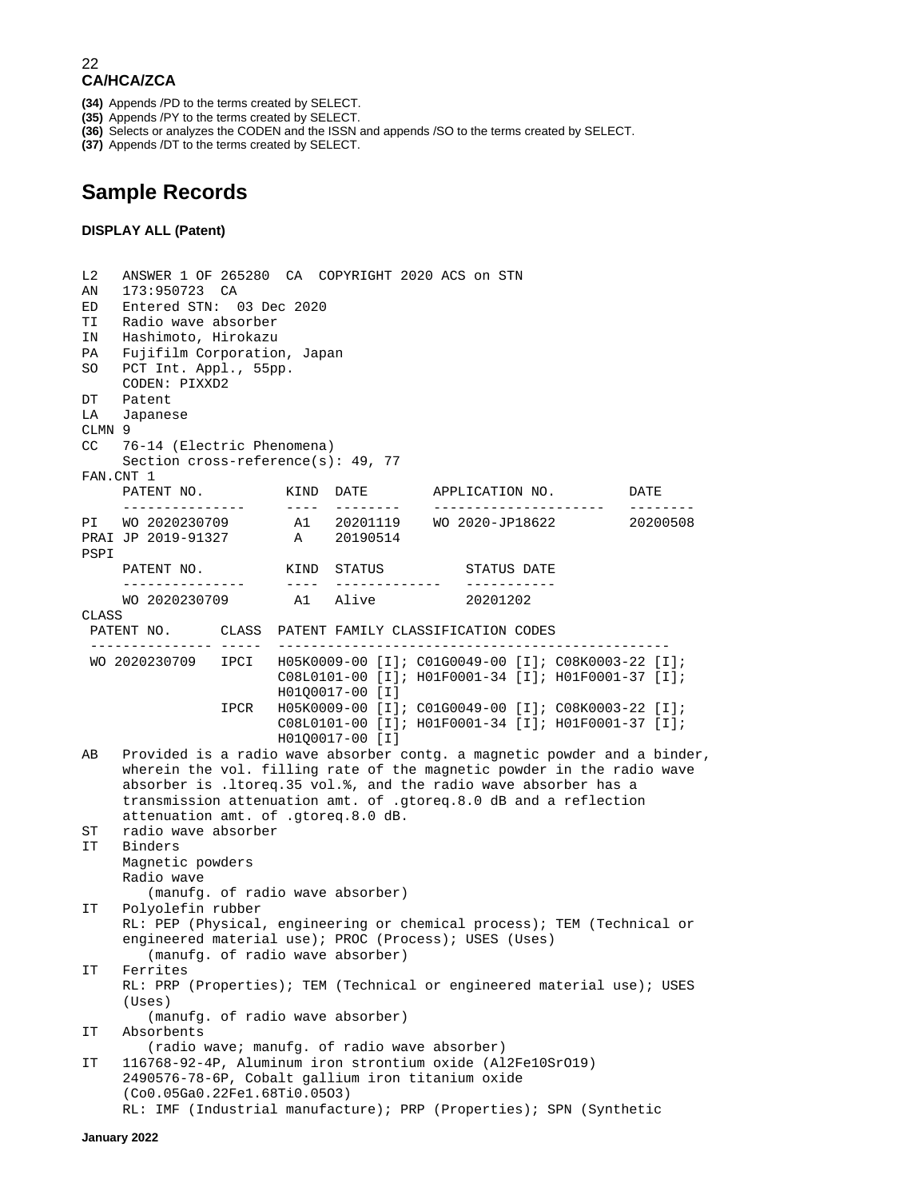**(34)** Appends /PD to the terms created by SELECT.
**(35)** Appends /PY to the terms created by SELECT.
**(36)** Selects or analyzes the CODEN and the ISSN and appends /SO to the terms created by SELECT.
**(37)** Appends /DT to the terms created by SELECT.

## Sample Records

**DISPLAY ALL (Patent)**

```
L2   ANSWER 1 OF 265280  CA  COPYRIGHT 2020 ACS on STN
AN   173:950723  CA
ED   Entered STN:  03 Dec 2020
TI   Radio wave absorber
IN   Hashimoto, Hirokazu
PA   Fujifilm Corporation, Japan
SO   PCT Int. Appl., 55pp.
     CODEN: PIXXD2
DT   Patent
LA   Japanese
CLMN 9
CC   76-14 (Electric Phenomena)
     Section cross-reference(s): 49, 77
FAN.CNT 1
     PATENT NO.          KIND  DATE        APPLICATION NO.         DATE
     ---------------     ----  --------    --------------------   --------
PI   WO 2020230709        A1   20201119    WO 2020-JP18622         20200508
PRAI JP 2019-91327        A    20190514
PSPI
     PATENT NO.          KIND  STATUS          STATUS DATE
     ---------------     ----  -------------   -----------
     WO 2020230709        A1   Alive           20201202
CLASS
 PATENT NO.      CLASS  PATENT FAMILY CLASSIFICATION CODES
 --------------- -----  ----------------------------------------------
 WO 2020230709   IPCI   H05K0009-00 [I]; C01G0049-00 [I]; C08K0003-22 [I];
                        C08L0101-00 [I]; H01F0001-34 [I]; H01F0001-37 [I];
                        H01Q0017-00 [I]
                 IPCR   H05K0009-00 [I]; C01G0049-00 [I]; C08K0003-22 [I];
                        C08L0101-00 [I]; H01F0001-34 [I]; H01F0001-37 [I];
                        H01Q0017-00 [I]
AB   Provided is a radio wave absorber contg. a magnetic powder and a binder,
     wherein the vol. filling rate of the magnetic powder in the radio wave
     absorber is .ltoreq.35 vol.%, and the radio wave absorber has a
     transmission attenuation amt. of .gtoreq.8.0 dB and a reflection
     attenuation amt. of .gtoreq.8.0 dB.
ST   radio wave absorber
IT   Binders
     Magnetic powders
     Radio wave
        (manufg. of radio wave absorber)
IT   Polyolefin rubber
     RL: PEP (Physical, engineering or chemical process); TEM (Technical or
     engineered material use); PROC (Process); USES (Uses)
        (manufg. of radio wave absorber)
IT   Ferrites
     RL: PRP (Properties); TEM (Technical or engineered material use); USES
     (Uses)
        (manufg. of radio wave absorber)
IT   Absorbents
        (radio wave; manufg. of radio wave absorber)
IT   116768-92-4P, Aluminum iron strontium oxide (Al2Fe10SrO19)
     2490576-78-6P, Cobalt gallium iron titanium oxide
     (Co0.05Ga0.22Fe1.68Ti0.05O3)
     RL: IMF (Industrial manufacture); PRP (Properties); SPN (Synthetic
```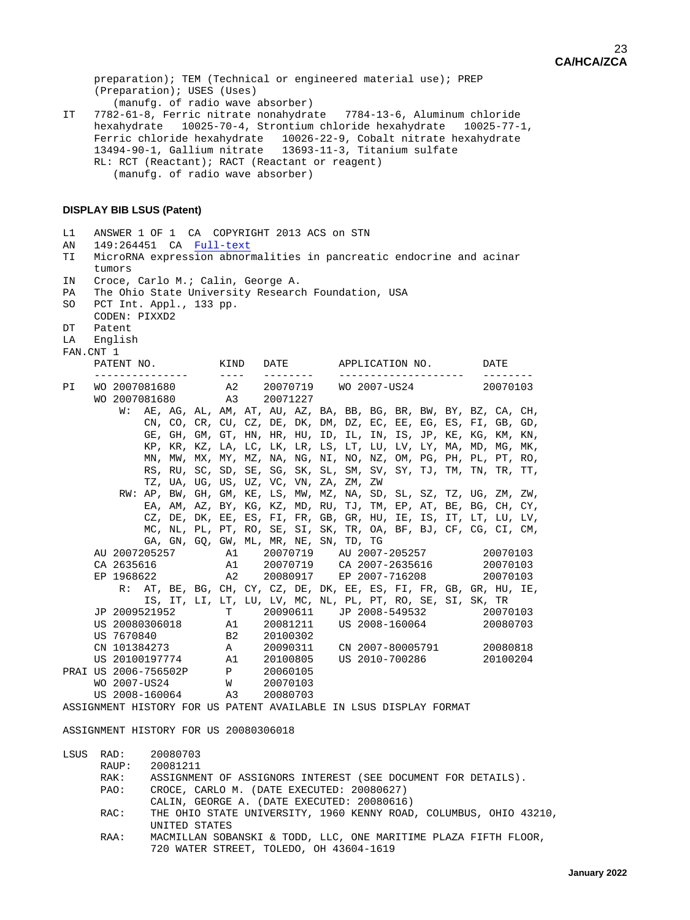```
     preparation); TEM (Technical or engineered material use); PREP
     (Preparation); USES (Uses)
        (manufg. of radio wave absorber)
IT   7782-61-8, Ferric nitrate nonahydrate   7784-13-6, Aluminum chloride
     hexahydrate   10025-70-4, Strontium chloride hexahydrate   10025-77-1,
     Ferric chloride hexahydrate   10026-22-9, Cobalt nitrate hexahydrate
     13494-90-1, Gallium nitrate   13693-11-3, Titanium sulfate
     RL: RCT (Reactant); RACT (Reactant or reagent)
        (manufg. of radio wave absorber)
```

**DISPLAY BIB LSUS (Patent)**

```
L1   ANSWER 1 OF 1  CA  COPYRIGHT 2013 ACS on STN
AN   149:264451  CA  Full-text
TI   MicroRNA expression abnormalities in pancreatic endocrine and acinar
     tumors
IN   Croce, Carlo M.; Calin, George A.
PA   The Ohio State University Research Foundation, USA
SO   PCT Int. Appl., 133 pp.
     CODEN: PIXXD2
DT   Patent
LA   English
FAN.CNT 1
     PATENT NO.          KIND   DATE        APPLICATION NO.         DATE
     ---------------     ----   --------    --------------------    --------
PI   WO 2007081680        A2    20070719    WO 2007-US24            20070103
     WO 2007081680        A3    20071227
         W:  AE, AG, AL, AM, AT, AU, AZ, BA, BB, BG, BR, BW, BY, BZ, CA, CH,
             CN, CO, CR, CU, CZ, DE, DK, DM, DZ, EC, EE, EG, ES, FI, GB, GD,
             GE, GH, GM, GT, HN, HR, HU, ID, IL, IN, IS, JP, KE, KG, KM, KN,
             KP, KR, KZ, LA, LC, LK, LR, LS, LT, LU, LV, LY, MA, MD, MG, MK,
             MN, MW, MX, MY, MZ, NA, NG, NI, NO, NZ, OM, PG, PH, PL, PT, RO,
             RS, RU, SC, SD, SE, SG, SK, SL, SM, SV, SY, TJ, TM, TN, TR, TT,
             TZ, UA, UG, US, UZ, VC, VN, ZA, ZM, ZW
         RW: AP, BW, GH, GM, KE, LS, MW, MZ, NA, SD, SL, SZ, TZ, UG, ZM, ZW,
             EA, AM, AZ, BY, KG, KZ, MD, RU, TJ, TM, EP, AT, BE, BG, CH, CY,
             CZ, DE, DK, EE, ES, FI, FR, GB, GR, HU, IE, IS, IT, LT, LU, LV,
             MC, NL, PL, PT, RO, SE, SI, SK, TR, OA, BF, BJ, CF, CG, CI, CM,
             GA, GN, GQ, GW, ML, MR, NE, SN, TD, TG
     AU 2007205257        A1    20070719    AU 2007-205257          20070103
     CA 2635616           A1    20070719    CA 2007-2635616         20070103
     EP 1968622           A2    20080917    EP 2007-716208          20070103
         R:  AT, BE, BG, CH, CY, CZ, DE, DK, EE, ES, FI, FR, GB, GR, HU, IE,
             IS, IT, LI, LT, LU, LV, MC, NL, PL, PT, RO, SE, SI, SK, TR
     JP 2009521952        T     20090611    JP 2008-549532          20070103
     US 20080306018       A1    20081211    US 2008-160064          20080703
     US 7670840           B2    20100302
     CN 101384273         A     20090311    CN 2007-80005791        20080818
     US 20100197774       A1    20100805    US 2010-700286          20100204
PRAI US 2006-756502P      P     20060105
     WO 2007-US24         W     20070103
     US 2008-160064       A3    20080703
ASSIGNMENT HISTORY FOR US PATENT AVAILABLE IN LSUS DISPLAY FORMAT

ASSIGNMENT HISTORY FOR US 20080306018

LSUS  RAD:    20080703
      RAUP:   20081211
      RAK:    ASSIGNMENT OF ASSIGNORS INTEREST (SEE DOCUMENT FOR DETAILS).
      PAO:    CROCE, CARLO M. (DATE EXECUTED: 20080627)
              CALIN, GEORGE A. (DATE EXECUTED: 20080616)
      RAC:    THE OHIO STATE UNIVERSITY, 1960 KENNY ROAD, COLUMBUS, OHIO 43210,
              UNITED STATES
      RAA:    MACMILLAN SOBANSKI & TODD, LLC, ONE MARITIME PLAZA FIFTH FLOOR,
              720 WATER STREET, TOLEDO, OH 43604-1619
```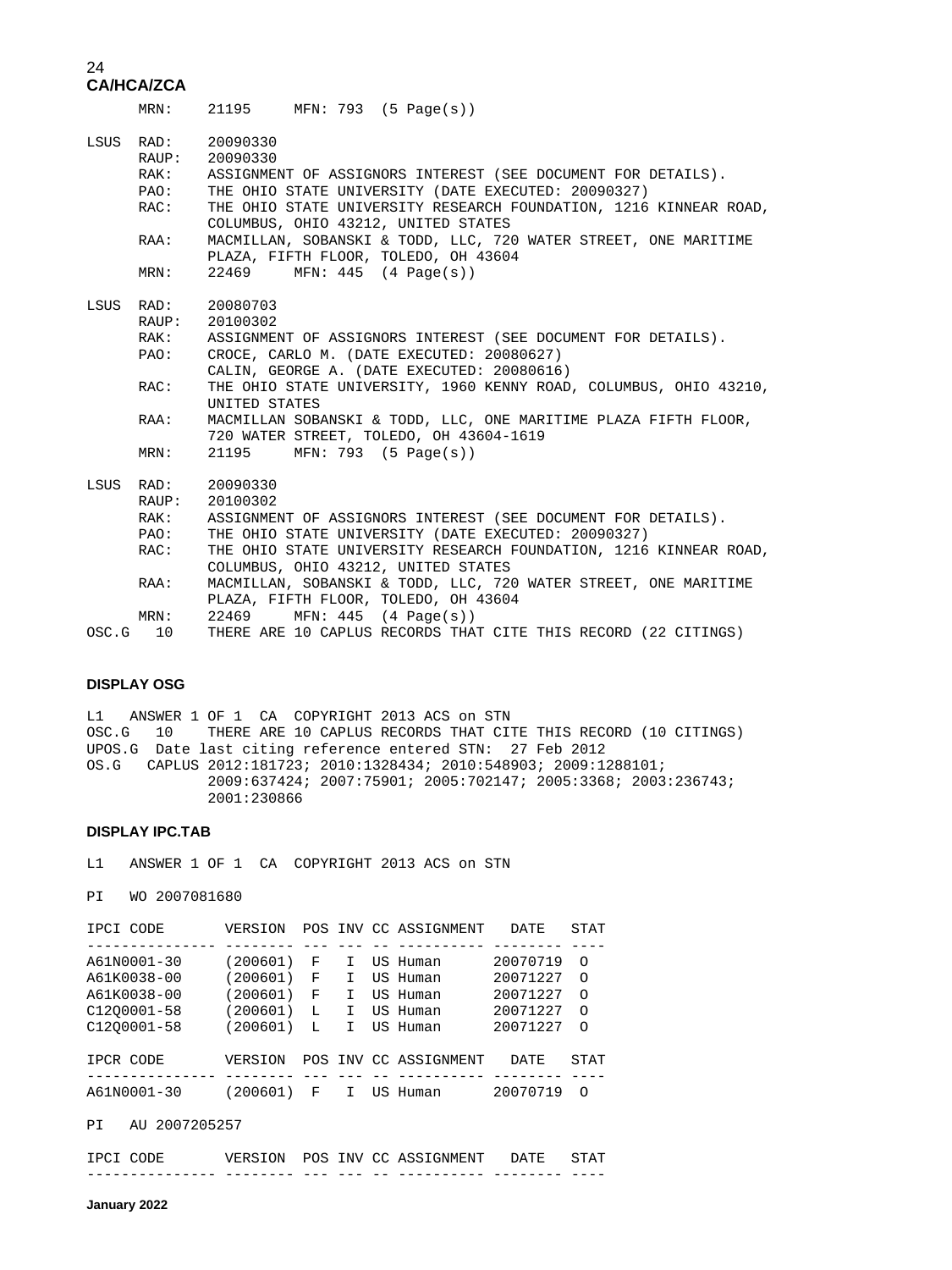```
      MRN:    21195     MFN: 793  (5 Page(s))

LSUS  RAD:    20090330
      RAUP:   20090330
      RAK:    ASSIGNMENT OF ASSIGNORS INTEREST (SEE DOCUMENT FOR DETAILS).
      PAO:    THE OHIO STATE UNIVERSITY (DATE EXECUTED: 20090327)
      RAC:    THE OHIO STATE UNIVERSITY RESEARCH FOUNDATION, 1216 KINNEAR ROAD,
              COLUMBUS, OHIO 43212, UNITED STATES
      RAA:    MACMILLAN, SOBANSKI & TODD, LLC, 720 WATER STREET, ONE MARITIME
              PLAZA, FIFTH FLOOR, TOLEDO, OH 43604
      MRN:    22469     MFN: 445  (4 Page(s))

LSUS  RAD:    20080703
      RAUP:   20100302
      RAK:    ASSIGNMENT OF ASSIGNORS INTEREST (SEE DOCUMENT FOR DETAILS).
      PAO:    CROCE, CARLO M. (DATE EXECUTED: 20080627)
              CALIN, GEORGE A. (DATE EXECUTED: 20080616)
      RAC:    THE OHIO STATE UNIVERSITY, 1960 KENNY ROAD, COLUMBUS, OHIO 43210,
              UNITED STATES
      RAA:    MACMILLAN SOBANSKI & TODD, LLC, ONE MARITIME PLAZA FIFTH FLOOR,
              720 WATER STREET, TOLEDO, OH 43604-1619
      MRN:    21195     MFN: 793  (5 Page(s))

LSUS  RAD:    20090330
      RAUP:   20100302
      RAK:    ASSIGNMENT OF ASSIGNORS INTEREST (SEE DOCUMENT FOR DETAILS).
      PAO:    THE OHIO STATE UNIVERSITY (DATE EXECUTED: 20090327)
      RAC:    THE OHIO STATE UNIVERSITY RESEARCH FOUNDATION, 1216 KINNEAR ROAD,
              COLUMBUS, OHIO 43212, UNITED STATES
      RAA:    MACMILLAN, SOBANSKI & TODD, LLC, 720 WATER STREET, ONE MARITIME
              PLAZA, FIFTH FLOOR, TOLEDO, OH 43604
      MRN:    22469     MFN: 445  (4 Page(s))
OSC.G   10    THERE ARE 10 CAPLUS RECORDS THAT CITE THIS RECORD (22 CITINGS)
```

**DISPLAY OSG**

```
L1   ANSWER 1 OF 1  CA  COPYRIGHT 2013 ACS on STN
OSC.G   10    THERE ARE 10 CAPLUS RECORDS THAT CITE THIS RECORD (10 CITINGS)
UPOS.G  Date last citing reference entered STN:  27 Feb 2012
OS.G   CAPLUS 2012:181723; 2010:1328434; 2010:548903; 2009:1288101;
              2009:637424; 2007:75901; 2005:702147; 2005:3368; 2003:236743;
              2001:230866
```

**DISPLAY IPC.TAB**

```
L1   ANSWER 1 OF 1  CA  COPYRIGHT 2013 ACS on STN

PI   WO 2007081680

IPCI CODE        VERSION  POS INV CC ASSIGNMENT   DATE   STAT
--------------- -------- --- --- -- ---------- -------- ----
A61N0001-30     (200601)  F   I  US Human      20070719  O
A61K0038-00     (200601)  F   I  US Human      20071227  O
A61K0038-00     (200601)  F   I  US Human      20071227  O
C12Q0001-58     (200601)  L   I  US Human      20071227  O
C12Q0001-58     (200601)  L   I  US Human      20071227  O

IPCR CODE        VERSION  POS INV CC ASSIGNMENT   DATE   STAT
--------------- -------- --- --- -- ---------- -------- ----
A61N0001-30     (200601)  F   I  US Human      20070719  O

PI   AU 2007205257

IPCI CODE        VERSION  POS INV CC ASSIGNMENT   DATE   STAT
--------------- -------- --- --- -- ---------- -------- ----
```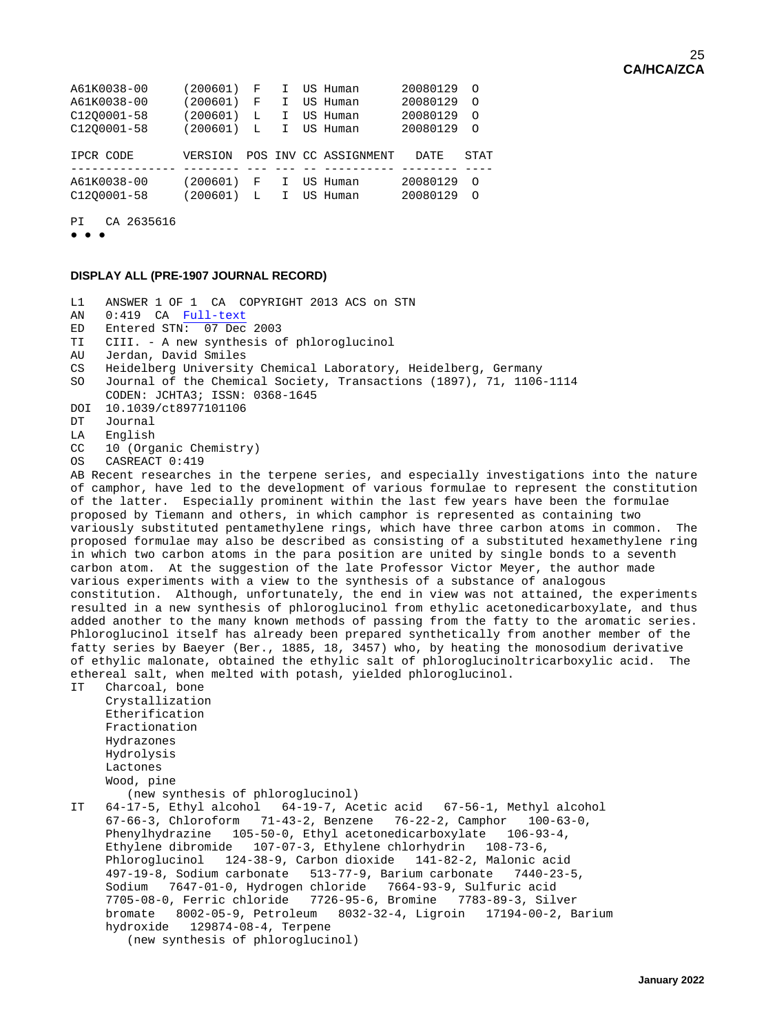```
A61K0038-00     (200601)  F   I  US Human      20080129  O
A61K0038-00     (200601)  F   I  US Human      20080129  O
C12Q0001-58     (200601)  L   I  US Human      20080129  O
C12Q0001-58     (200601)  L   I  US Human      20080129  O

IPCR CODE       VERSION  POS INV CC ASSIGNMENT   DATE   STAT
--------------- -------- --- --- -- ---------- -------- ----
A61K0038-00     (200601)  F   I  US Human      20080129  O
C12Q0001-58     (200601)  L   I  US Human      20080129  O

PI   CA 2635616
```

• • •

**DISPLAY ALL (PRE-1907 JOURNAL RECORD)**

```
L1   ANSWER 1 OF 1  CA  COPYRIGHT 2013 ACS on STN
AN   0:419  CA  Full-text
ED   Entered STN:  07 Dec 2003
TI   CIII. - A new synthesis of phloroglucinol
AU   Jerdan, David Smiles
CS   Heidelberg University Chemical Laboratory, Heidelberg, Germany
SO   Journal of the Chemical Society, Transactions (1897), 71, 1106-1114
     CODEN: JCHTA3; ISSN: 0368-1645
DOI  10.1039/ct8977101106
DT   Journal
LA   English
CC   10 (Organic Chemistry)
OS   CASREACT 0:419
AB Recent researches in the terpene series, and especially investigations into the nature
of camphor, have led to the development of various formulae to represent the constitution
of the latter.  Especially prominent within the last few years have been the formulae
proposed by Tiemann and others, in which camphor is represented as containing two
variously substituted pentamethylene rings, which have three carbon atoms in common.  The
proposed formulae may also be described as consisting of a substituted hexamethylene ring
in which two carbon atoms in the para position are united by single bonds to a seventh
carbon atom.  At the suggestion of the late Professor Victor Meyer, the author made
various experiments with a view to the synthesis of a substance of analogous
constitution.  Although, unfortunately, the end in view was not attained, the experiments
resulted in a new synthesis of phloroglucinol from ethylic acetonedicarboxylate, and thus
added another to the many known methods of passing from the fatty to the aromatic series.
Phloroglucinol itself has already been prepared synthetically from another member of the
fatty series by Baeyer (Ber., 1885, 18, 3457) who, by heating the monosodium derivative
of ethylic malonate, obtained the ethylic salt of phloroglucinoltricarboxylic acid.  The
ethereal salt, when melted with potash, yielded phloroglucinol.
IT   Charcoal, bone
     Crystallization
     Etherification
     Fractionation
     Hydrazones
     Hydrolysis
     Lactones
     Wood, pine
        (new synthesis of phloroglucinol)
IT   64-17-5, Ethyl alcohol   64-19-7, Acetic acid   67-56-1, Methyl alcohol
     67-66-3, Chloroform   71-43-2, Benzene   76-22-2, Camphor   100-63-0,
     Phenylhydrazine   105-50-0, Ethyl acetonedicarboxylate   106-93-4,
     Ethylene dibromide   107-07-3, Ethylene chlorhydrin   108-73-6,
     Phloroglucinol   124-38-9, Carbon dioxide   141-82-2, Malonic acid
     497-19-8, Sodium carbonate   513-77-9, Barium carbonate   7440-23-5,
     Sodium   7647-01-0, Hydrogen chloride   7664-93-9, Sulfuric acid
     7705-08-0, Ferric chloride   7726-95-6, Bromine   7783-89-3, Silver
     bromate   8002-05-9, Petroleum   8032-32-4, Ligroin   17194-00-2, Barium
     hydroxide   129874-08-4, Terpene
        (new synthesis of phloroglucinol)
```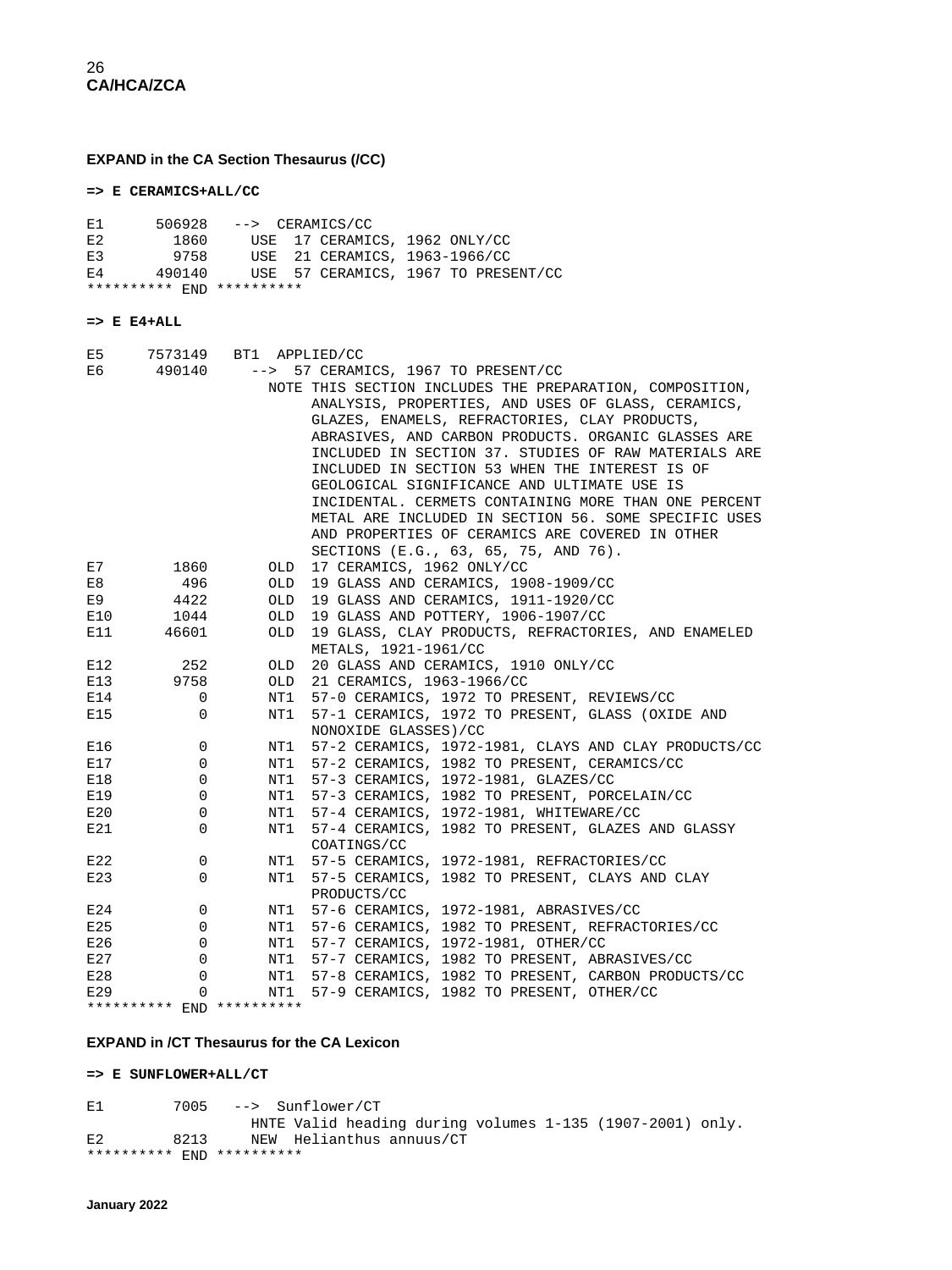**EXPAND in the CA Section Thesaurus (/CC)**

**=> E CERAMICS+ALL/CC**

```
E1      506928   -->  CERAMICS/CC
E2        1860     USE  17 CERAMICS, 1962 ONLY/CC
E3        9758     USE  21 CERAMICS, 1963-1966/CC
E4      490140     USE  57 CERAMICS, 1967 TO PRESENT/CC
********** END **********
```

**=> E E4+ALL**

```
E5     7573149   BT1  APPLIED/CC
E6      490140     -->  57 CERAMICS, 1967 TO PRESENT/CC
                     NOTE THIS SECTION INCLUDES THE PREPARATION, COMPOSITION,
                          ANALYSIS, PROPERTIES, AND USES OF GLASS, CERAMICS,
                          GLAZES, ENAMELS, REFRACTORIES, CLAY PRODUCTS,
                          ABRASIVES, AND CARBON PRODUCTS. ORGANIC GLASSES ARE
                          INCLUDED IN SECTION 37. STUDIES OF RAW MATERIALS ARE
                          INCLUDED IN SECTION 53 WHEN THE INTEREST IS OF
                          GEOLOGICAL SIGNIFICANCE AND ULTIMATE USE IS
                          INCIDENTAL. CERMETS CONTAINING MORE THAN ONE PERCENT
                          METAL ARE INCLUDED IN SECTION 56. SOME SPECIFIC USES
                          AND PROPERTIES OF CERAMICS ARE COVERED IN OTHER
                          SECTIONS (E.G., 63, 65, 75, AND 76).
E7        1860       OLD  17 CERAMICS, 1962 ONLY/CC
E8         496       OLD  19 GLASS AND CERAMICS, 1908-1909/CC
E9        4422       OLD  19 GLASS AND CERAMICS, 1911-1920/CC
E10       1044       OLD  19 GLASS AND POTTERY, 1906-1907/CC
E11      46601       OLD  19 GLASS, CLAY PRODUCTS, REFRACTORIES, AND ENAMELED
                          METALS, 1921-1961/CC
E12        252       OLD  20 GLASS AND CERAMICS, 1910 ONLY/CC
E13       9758       OLD  21 CERAMICS, 1963-1966/CC
E14          0       NT1  57-0 CERAMICS, 1972 TO PRESENT, REVIEWS/CC
E15          0       NT1  57-1 CERAMICS, 1972 TO PRESENT, GLASS (OXIDE AND
                          NONOXIDE GLASSES)/CC
E16          0       NT1  57-2 CERAMICS, 1972-1981, CLAYS AND CLAY PRODUCTS/CC
E17          0       NT1  57-2 CERAMICS, 1982 TO PRESENT, CERAMICS/CC
E18          0       NT1  57-3 CERAMICS, 1972-1981, GLAZES/CC
E19          0       NT1  57-3 CERAMICS, 1982 TO PRESENT, PORCELAIN/CC
E20          0       NT1  57-4 CERAMICS, 1972-1981, WHITEWARE/CC
E21          0       NT1  57-4 CERAMICS, 1982 TO PRESENT, GLAZES AND GLASSY
                          COATINGS/CC
E22          0       NT1  57-5 CERAMICS, 1972-1981, REFRACTORIES/CC
E23          0       NT1  57-5 CERAMICS, 1982 TO PRESENT, CLAYS AND CLAY
                          PRODUCTS/CC
E24          0       NT1  57-6 CERAMICS, 1972-1981, ABRASIVES/CC
E25          0       NT1  57-6 CERAMICS, 1982 TO PRESENT, REFRACTORIES/CC
E26          0       NT1  57-7 CERAMICS, 1972-1981, OTHER/CC
E27          0       NT1  57-7 CERAMICS, 1982 TO PRESENT, ABRASIVES/CC
E28          0       NT1  57-8 CERAMICS, 1982 TO PRESENT, CARBON PRODUCTS/CC
E29          0       NT1  57-9 CERAMICS, 1982 TO PRESENT, OTHER/CC
********** END **********
```

**EXPAND in /CT Thesaurus for the CA Lexicon**

**=> E SUNFLOWER+ALL/CT**

```
E1        7005   -->  Sunflower/CT
                  HNTE Valid heading during volumes 1-135 (1907-2001) only.
E2        8213     NEW  Helianthus annuus/CT
********** END **********
```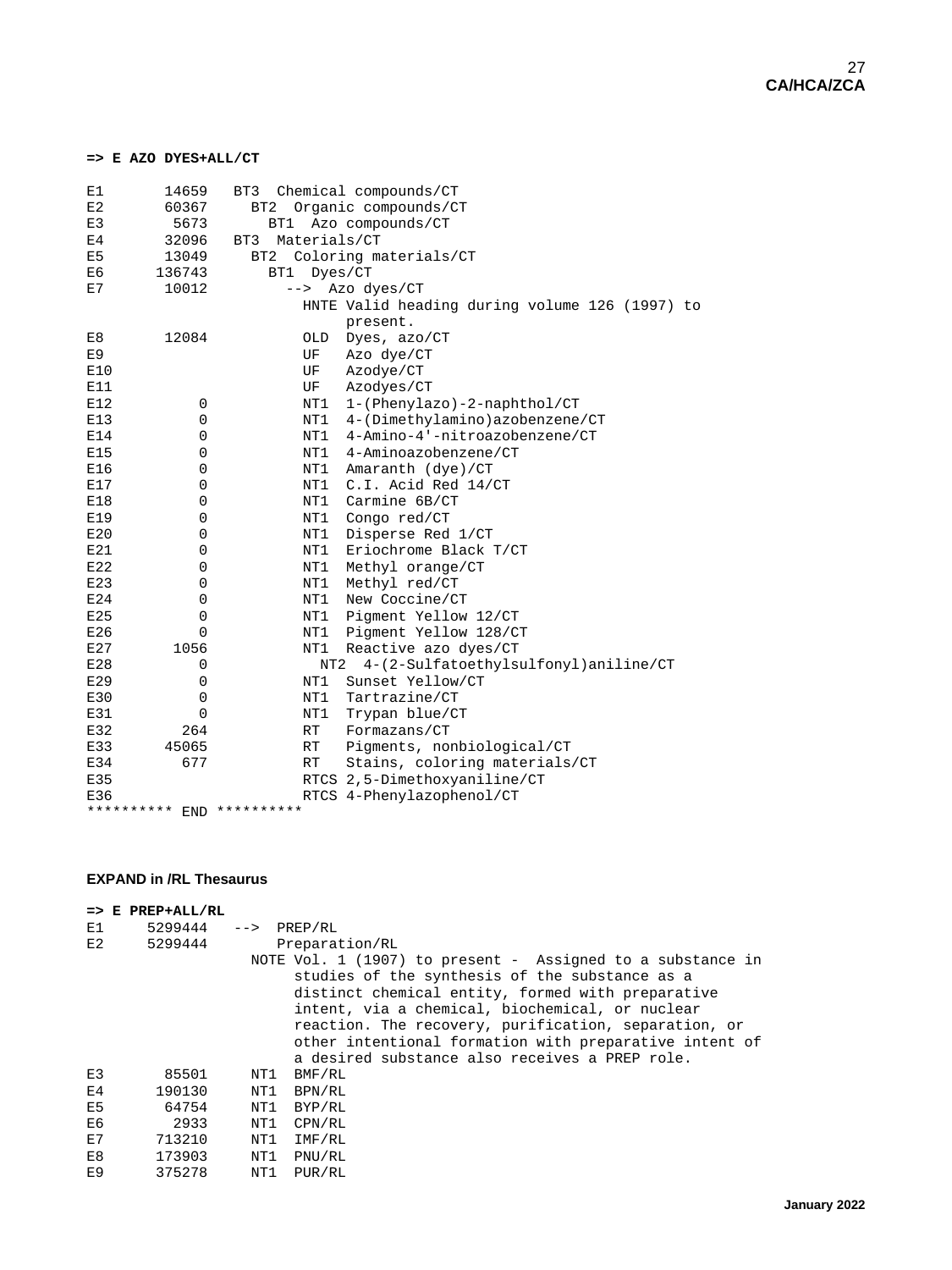**=> E AZO DYES+ALL/CT**

```
E1       14659   BT3  Chemical compounds/CT
E2       60367     BT2  Organic compounds/CT
E3        5673       BT1  Azo compounds/CT
E4       32096   BT3  Materials/CT
E5       13049     BT2  Coloring materials/CT
E6      136743       BT1  Dyes/CT
E7       10012         -->  Azo dyes/CT
                           HNTE Valid heading during volume 126 (1997) to
                                present.
E8       12084             OLD  Dyes, azo/CT
E9                         UF   Azo dye/CT
E10                        UF   Azodye/CT
E11                        UF   Azodyes/CT
E12          0             NT1  1-(Phenylazo)-2-naphthol/CT
E13          0             NT1  4-(Dimethylamino)azobenzene/CT
E14          0             NT1  4-Amino-4'-nitroazobenzene/CT
E15          0             NT1  4-Aminoazobenzene/CT
E16          0             NT1  Amaranth (dye)/CT
E17          0             NT1  C.I. Acid Red 14/CT
E18          0             NT1  Carmine 6B/CT
E19          0             NT1  Congo red/CT
E20          0             NT1  Disperse Red 1/CT
E21          0             NT1  Eriochrome Black T/CT
E22          0             NT1  Methyl orange/CT
E23          0             NT1  Methyl red/CT
E24          0             NT1  New Coccine/CT
E25          0             NT1  Pigment Yellow 12/CT
E26          0             NT1  Pigment Yellow 128/CT
E27       1056             NT1  Reactive azo dyes/CT
E28          0               NT2  4-(2-Sulfatoethylsulfonyl)aniline/CT
E29          0             NT1  Sunset Yellow/CT
E30          0             NT1  Tartrazine/CT
E31          0             NT1  Trypan blue/CT
E32        264             RT   Formazans/CT
E33      45065             RT   Pigments, nonbiological/CT
E34        677             RT   Stains, coloring materials/CT
E35                        RTCS 2,5-Dimethoxyaniline/CT
E36                        RTCS 4-Phenylazophenol/CT
********** END **********
```

**EXPAND in /RL Thesaurus**

**=> E PREP+ALL/RL**

```
E1     5299444   -->  PREP/RL
E2     5299444        Preparation/RL
                   NOTE Vol. 1 (1907) to present -  Assigned to a substance in
                        studies of the synthesis of the substance as a
                        distinct chemical entity, formed with preparative
                        intent, via a chemical, biochemical, or nuclear
                        reaction. The recovery, purification, separation, or
                        other intentional formation with preparative intent of
                        a desired substance also receives a PREP role.
E3       85501     NT1  BMF/RL
E4      190130     NT1  BPN/RL
E5       64754     NT1  BYP/RL
E6        2933     NT1  CPN/RL
E7      713210     NT1  IMF/RL
E8      173903     NT1  PNU/RL
E9      375278     NT1  PUR/RL
```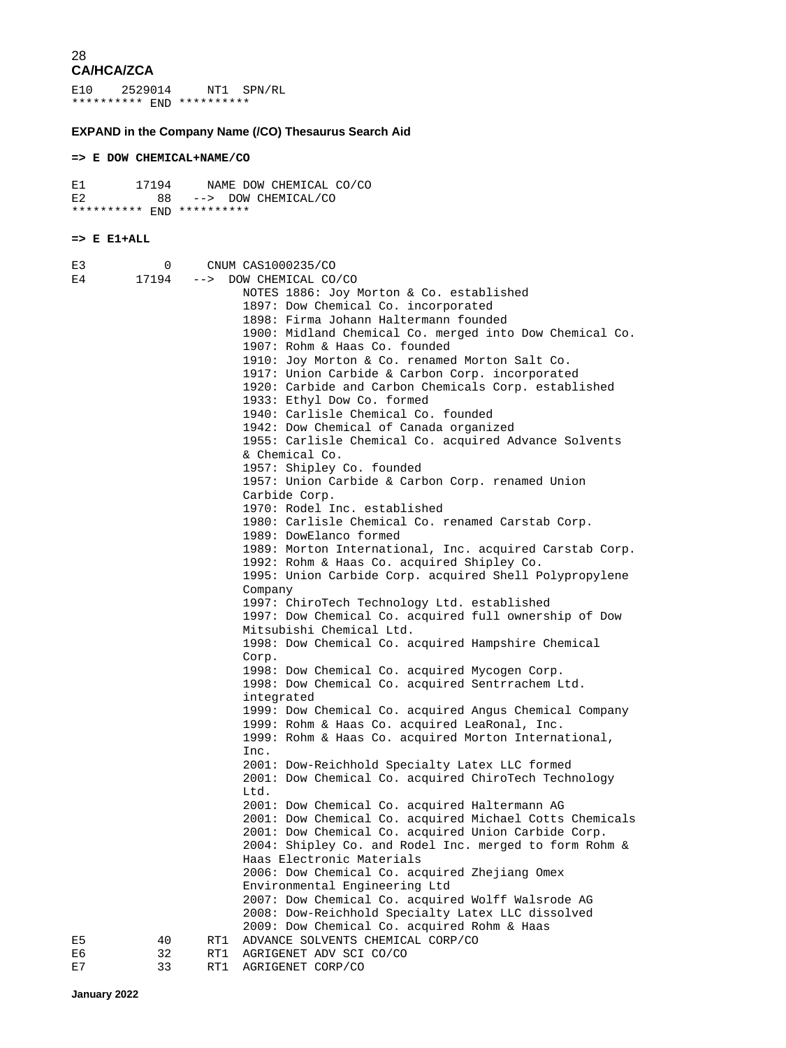```
E10    2529014     NT1  SPN/RL
********** END **********
```

**EXPAND in the Company Name (/CO) Thesaurus Search Aid**

**=> E DOW CHEMICAL+NAME/CO**

```
E1       17194     NAME DOW CHEMICAL CO/CO
E2          88   -->  DOW CHEMICAL/CO
********** END **********
```

**=> E E1+ALL**

```
E3           0     CNUM CAS1000235/CO
E4       17194   -->  DOW CHEMICAL CO/CO
                      NOTES 1886: Joy Morton & Co. established
                      1897: Dow Chemical Co. incorporated
                      1898: Firma Johann Haltermann founded
                      1900: Midland Chemical Co. merged into Dow Chemical Co.
                      1907: Rohm & Haas Co. founded
                      1910: Joy Morton & Co. renamed Morton Salt Co.
                      1917: Union Carbide & Carbon Corp. incorporated
                      1920: Carbide and Carbon Chemicals Corp. established
                      1933: Ethyl Dow Co. formed
                      1940: Carlisle Chemical Co. founded
                      1942: Dow Chemical of Canada organized
                      1955: Carlisle Chemical Co. acquired Advance Solvents
                      & Chemical Co.
                      1957: Shipley Co. founded
                      1957: Union Carbide & Carbon Corp. renamed Union
                      Carbide Corp.
                      1970: Rodel Inc. established
                      1980: Carlisle Chemical Co. renamed Carstab Corp.
                      1989: DowElanco formed
                      1989: Morton International, Inc. acquired Carstab Corp.
                      1992: Rohm & Haas Co. acquired Shipley Co.
                      1995: Union Carbide Corp. acquired Shell Polypropylene
                      Company
                      1997: ChiroTech Technology Ltd. established
                      1997: Dow Chemical Co. acquired full ownership of Dow
                      Mitsubishi Chemical Ltd.
                      1998: Dow Chemical Co. acquired Hampshire Chemical
                      Corp.
                      1998: Dow Chemical Co. acquired Mycogen Corp.
                      1998: Dow Chemical Co. acquired Sentrrachem Ltd.
                      integrated
                      1999: Dow Chemical Co. acquired Angus Chemical Company
                      1999: Rohm & Haas Co. acquired LeaRonal, Inc.
                      1999: Rohm & Haas Co. acquired Morton International,
                      Inc.
                      2001: Dow-Reichhold Specialty Latex LLC formed
                      2001: Dow Chemical Co. acquired ChiroTech Technology
                      Ltd.
                      2001: Dow Chemical Co. acquired Haltermann AG
                      2001: Dow Chemical Co. acquired Michael Cotts Chemicals
                      2001: Dow Chemical Co. acquired Union Carbide Corp.
                      2004: Shipley Co. and Rodel Inc. merged to form Rohm &
                      Haas Electronic Materials
                      2006: Dow Chemical Co. acquired Zhejiang Omex
                      Environmental Engineering Ltd
                      2007: Dow Chemical Co. acquired Wolff Walsrode AG
                      2008: Dow-Reichhold Specialty Latex LLC dissolved
                      2009: Dow Chemical Co. acquired Rohm & Haas
E5          40     RT1  ADVANCE SOLVENTS CHEMICAL CORP/CO
E6          32     RT1  AGRIGENET ADV SCI CO/CO
E7          33     RT1  AGRIGENET CORP/CO
```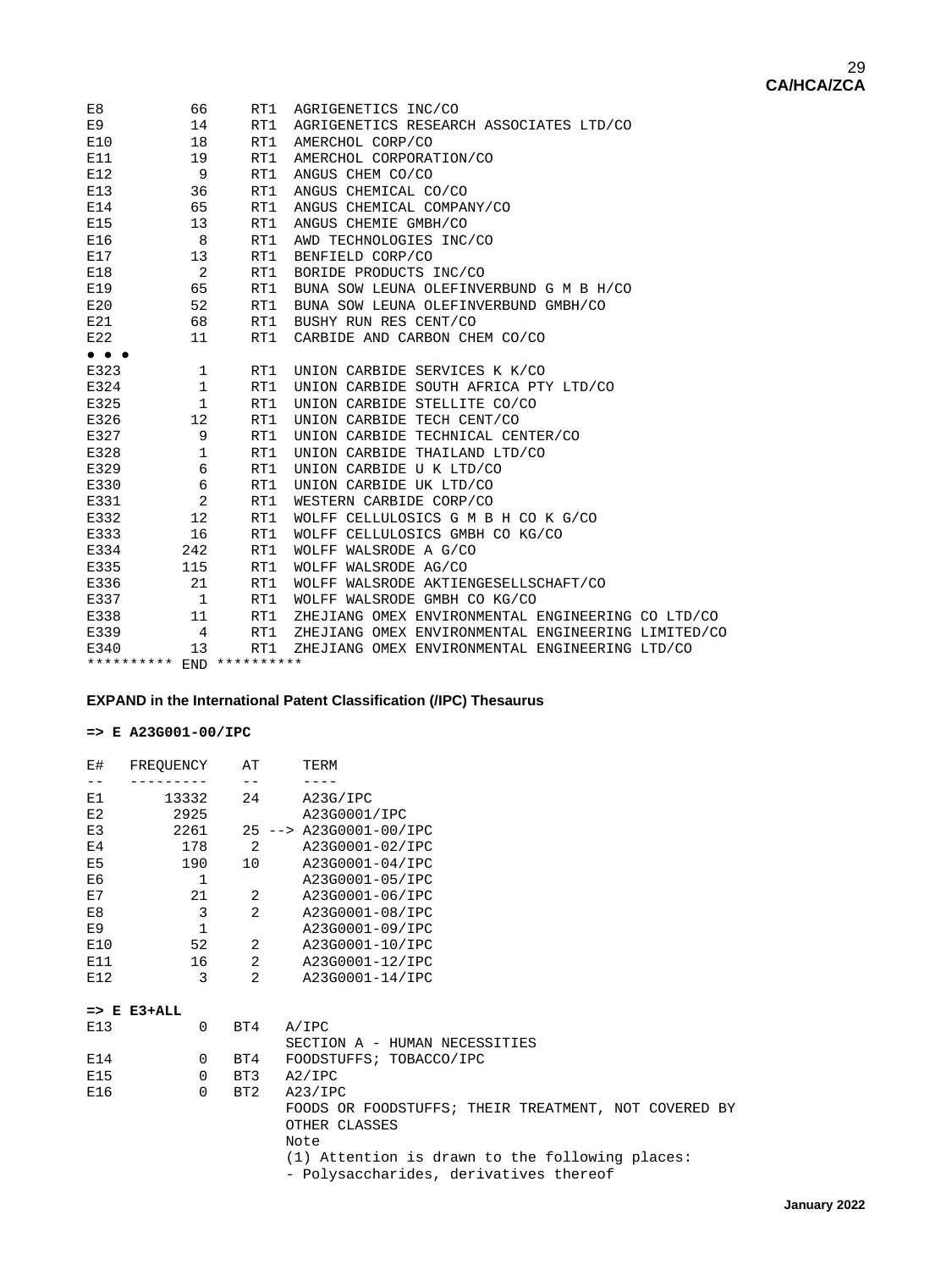```
E8          66     RT1  AGRIGENETICS INC/CO
E9          14     RT1  AGRIGENETICS RESEARCH ASSOCIATES LTD/CO
E10         18     RT1  AMERCHOL CORP/CO
E11         19     RT1  AMERCHOL CORPORATION/CO
E12          9     RT1  ANGUS CHEM CO/CO
E13         36     RT1  ANGUS CHEMICAL CO/CO
E14         65     RT1  ANGUS CHEMICAL COMPANY/CO
E15         13     RT1  ANGUS CHEMIE GMBH/CO
E16          8     RT1  AWD TECHNOLOGIES INC/CO
E17         13     RT1  BENFIELD CORP/CO
E18          2     RT1  BORIDE PRODUCTS INC/CO
E19         65     RT1  BUNA SOW LEUNA OLEFINVERBUND G M B H/CO
E20         52     RT1  BUNA SOW LEUNA OLEFINVERBUND GMBH/CO
E21         68     RT1  BUSHY RUN RES CENT/CO
E22         11     RT1  CARBIDE AND CARBON CHEM CO/CO
• • •
E323         1     RT1  UNION CARBIDE SERVICES K K/CO
E324         1     RT1  UNION CARBIDE SOUTH AFRICA PTY LTD/CO
E325         1     RT1  UNION CARBIDE STELLITE CO/CO
E326        12     RT1  UNION CARBIDE TECH CENT/CO
E327         9     RT1  UNION CARBIDE TECHNICAL CENTER/CO
E328         1     RT1  UNION CARBIDE THAILAND LTD/CO
E329         6     RT1  UNION CARBIDE U K LTD/CO
E330         6     RT1  UNION CARBIDE UK LTD/CO
E331         2     RT1  WESTERN CARBIDE CORP/CO
E332        12     RT1  WOLFF CELLULOSICS G M B H CO K G/CO
E333        16     RT1  WOLFF CELLULOSICS GMBH CO KG/CO
E334       242     RT1  WOLFF WALSRODE A G/CO
E335       115     RT1  WOLFF WALSRODE AG/CO
E336        21     RT1  WOLFF WALSRODE AKTIENGESELLSCHAFT/CO
E337         1     RT1  WOLFF WALSRODE GMBH CO KG/CO
E338        11     RT1  ZHEJIANG OMEX ENVIRONMENTAL ENGINEERING CO LTD/CO
E339         4     RT1  ZHEJIANG OMEX ENVIRONMENTAL ENGINEERING LIMITED/CO
E340        13     RT1  ZHEJIANG OMEX ENVIRONMENTAL ENGINEERING LTD/CO
********** END **********
```

**EXPAND in the International Patent Classification (/IPC) Thesaurus**

**=> E A23G001-00/IPC**

```
E#    FREQUENCY    AT     TERM
--    ---------    --     ----
E1        13332    24     A23G/IPC
E2         2925           A23G0001/IPC
E3         2261    25 --> A23G0001-00/IPC
E4          178     2     A23G0001-02/IPC
E5          190    10     A23G0001-04/IPC
E6            1           A23G0001-05/IPC
E7           21     2     A23G0001-06/IPC
E8            3     2     A23G0001-08/IPC
E9            1           A23G0001-09/IPC
E10          52     2     A23G0001-10/IPC
E11          16     2     A23G0001-12/IPC
E12           3     2     A23G0001-14/IPC
```

**=> E E3+ALL**

```
E13           0   BT4   A/IPC
                        SECTION A - HUMAN NECESSITIES
E14           0   BT4   FOODSTUFFS; TOBACCO/IPC
E15           0   BT3   A2/IPC
E16           0   BT2   A23/IPC
                        FOODS OR FOODSTUFFS; THEIR TREATMENT, NOT COVERED BY
                        OTHER CLASSES
                        Note
                        (1) Attention is drawn to the following places:
                        - Polysaccharides, derivatives thereof
```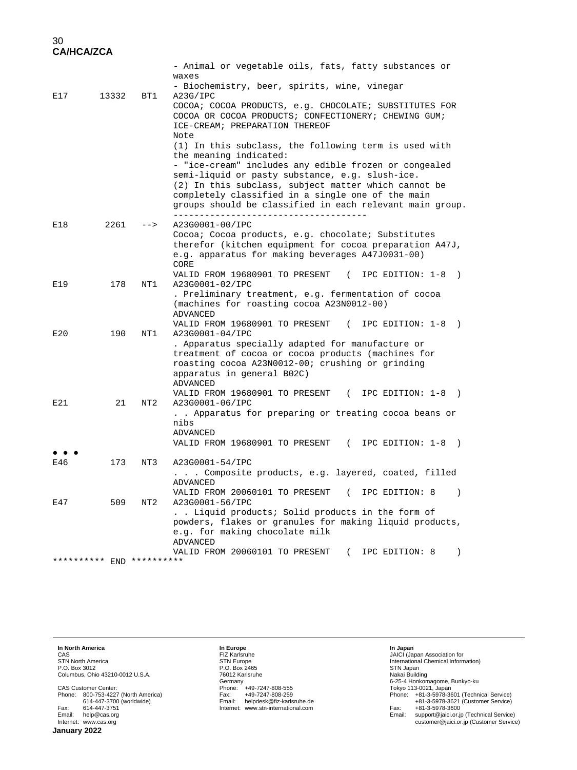**CA/HCA/ZCA**

```
                              - Animal or vegetable oils, fats, fatty substances or
                              waxes
                              - Biochemistry, beer, spirits, wine, vinegar
E17      13332   BT1          A23G/IPC
                              COCOA; COCOA PRODUCTS, e.g. CHOCOLATE; SUBSTITUTES FOR
                              COCOA OR COCOA PRODUCTS; CONFECTIONERY; CHEWING GUM;
                              ICE-CREAM; PREPARATION THEREOF
                              Note
                              (1) In this subclass, the following term is used with
                              the meaning indicated:
                              - "ice-cream" includes any edible frozen or congealed
                              semi-liquid or pasty substance, e.g. slush-ice.
                              (2) In this subclass, subject matter which cannot be
                              completely classified in a single one of the main
                              groups should be classified in each relevant main group.
                              -------------------------------------
E18       2261   -->          A23G0001-00/IPC
                              Cocoa; Cocoa products, e.g. chocolate; Substitutes
                              therefor (kitchen equipment for cocoa preparation A47J,
                              e.g. apparatus for making beverages A47J0031-00)
                              CORE
                              VALID FROM 19680901 TO PRESENT   (  IPC EDITION: 1-8  )
E19        178   NT1          A23G0001-02/IPC
                              . Preliminary treatment, e.g. fermentation of cocoa
                              (machines for roasting cocoa A23N0012-00)
                              ADVANCED
                              VALID FROM 19680901 TO PRESENT   (  IPC EDITION: 1-8  )
E20        190   NT1          A23G0001-04/IPC
                              . Apparatus specially adapted for manufacture or
                              treatment of cocoa or cocoa products (machines for
                              roasting cocoa A23N0012-00; crushing or grinding
                              apparatus in general B02C)
                              ADVANCED
                              VALID FROM 19680901 TO PRESENT   (  IPC EDITION: 1-8  )
E21         21   NT2          A23G0001-06/IPC
                              . . Apparatus for preparing or treating cocoa beans or
                              nibs
                              ADVANCED
                              VALID FROM 19680901 TO PRESENT   (  IPC EDITION: 1-8  )
• • •
E46        173   NT3          A23G0001-54/IPC
                              . . . Composite products, e.g. layered, coated, filled
                              ADVANCED
                              VALID FROM 20060101 TO PRESENT   (  IPC EDITION: 8    )
E47        509   NT2          A23G0001-56/IPC
                              . . Liquid products; Solid products in the form of
                              powders, flakes or granules for making liquid products,
                              e.g. for making chocolate milk
                              ADVANCED
                              VALID FROM 20060101 TO PRESENT   (  IPC EDITION: 8    )
********** END **********
```

**In North America**
CAS
STN North America
P.O. Box 3012
Columbus, Ohio 43210-0012 U.S.A.

CAS Customer Center:
Phone: 800-753-4227 (North America)
614-447-3700 (worldwide)
Fax: 614-447-3751
Email: help@cas.org
Internet: www.cas.org

**In Europe**
FIZ Karlsruhe
STN Europe
P.O. Box 2465
76012 Karlsruhe
Germany
Phone: +49-7247-808-555
Fax: +49-7247-808-259
Email: helpdesk@fiz-karlsruhe.de
Internet: www.stn-international.com

**In Japan**
JAICI (Japan Association for International Chemical Information)
STN Japan
Nakai Building
6-25-4 Honkomagome, Bunkyo-ku
Tokyo 113-0021, Japan
Phone: +81-3-5978-3601 (Technical Service)
+81-3-5978-3621 (Customer Service)
Fax: +81-3-5978-3600
Email: support@jaici.or.jp (Technical Service)
customer@jaici.or.jp (Customer Service)

**January 2022**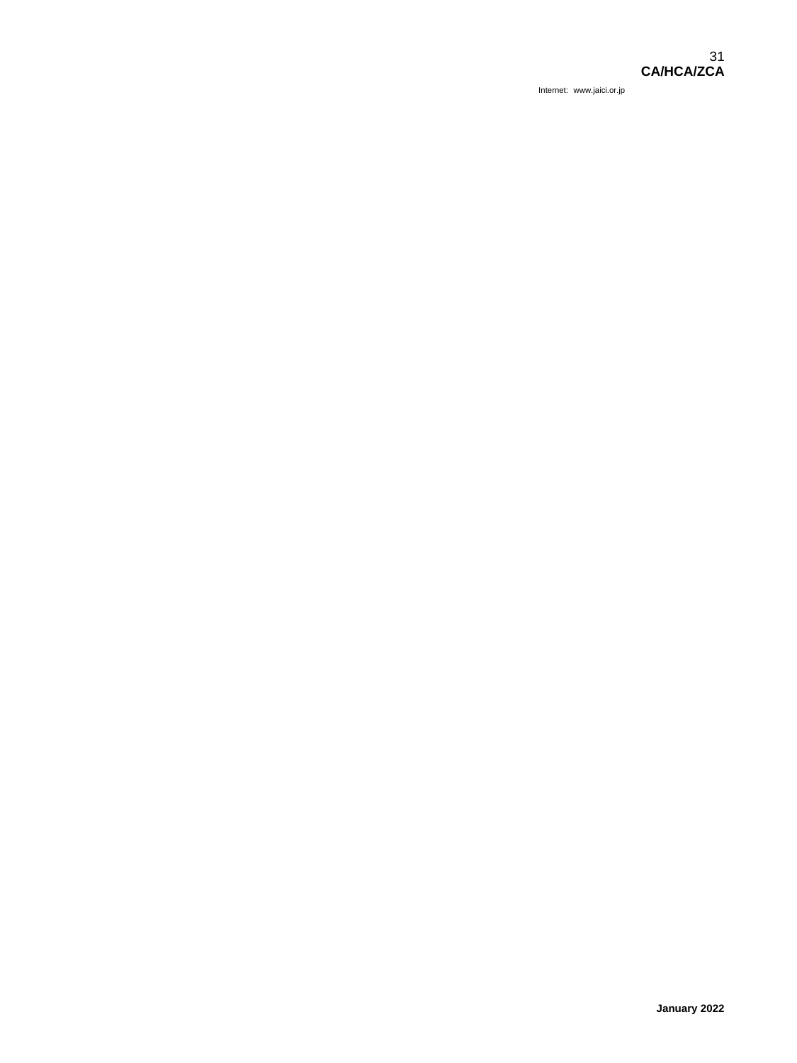Internet: www.jaici.or.jp